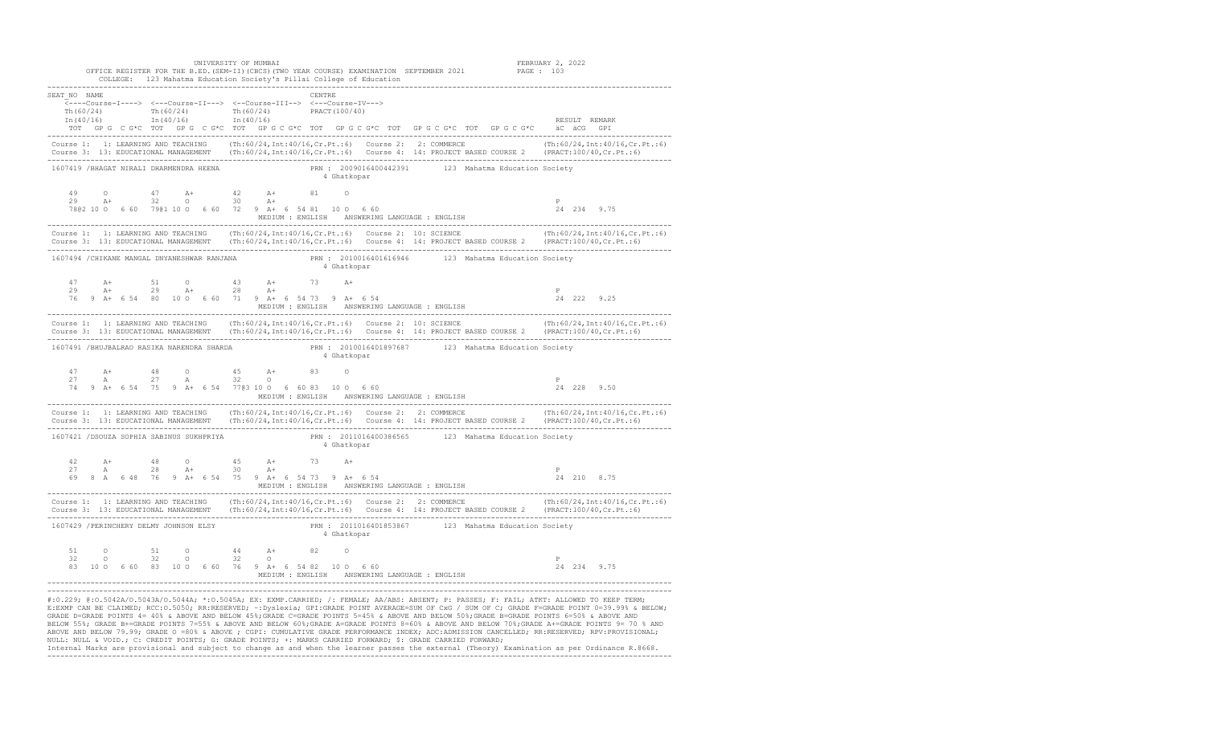UNIVERSITY OF MUMBAI

OFFICE REGISTER FOR THE B.ED.(SEM-II)(CBCS)(TWO YEAR COURSE) EXAMINATION SEPTEMBER 2021

FEBRUARY 2, 2022

COLLEGE: 123 Mahatma Education Society's Pillai College of Education

```
SEAT_NO  NAME                                                  CENTRE
   <----Course-I----> <---Course-II---> <--Course-III--> <--Course-IV--->
   Th(60/24)          Th(60/24)          Th(60/24)        PRACT(100/40)
   In(40/16)          In(40/16)          In(40/16)                                                        RESULT  REMARK
   TOT  GP G  C G*C  TOT  GP G  C G*C  TOT  GP G C G*C  TOT  GP G C G*C  TOT  GP G C G*C  TOT  GP G C G*C   äC  äCG  GPI
```

```
Course 1:  1: LEARNING AND TEACHING    (Th:60/24,Int:40/16,Cr.Pt.:6)  Course 2:  2: COMMERCE                  (Th:60/24,Int:40/16,Cr.Pt.:6)
Course 3: 13: EDUCATIONAL MANAGEMENT   (Th:60/24,Int:40/16,Cr.Pt.:6)  Course 4: 14: PROJECT BASED COURSE 2    (PRACT:100/40,Cr.Pt.:6)

1607419 /BHAGAT NIRALI DHARMENDRA HEENA              PRN : 2009016400442391     123 Mahatma Education Society
                                                        4 Ghatkopar

    49    O       47    A+       42    A+       81    O
    29    A+      32    O        30    A+                                                                  P
    78@2 10 O   6 60  79@1 10 O   6 60  72   9 A+  6 54 81  10 O  6 60                                      24 234  9.75
                                       MEDIUM : ENGLISH   ANSWERING LANGUAGE : ENGLISH
```

```
Course 1:  1: LEARNING AND TEACHING    (Th:60/24,Int:40/16,Cr.Pt.:6)  Course 2: 10: SCIENCE                   (Th:60/24,Int:40/16,Cr.Pt.:6)
Course 3: 13: EDUCATIONAL MANAGEMENT   (Th:60/24,Int:40/16,Cr.Pt.:6)  Course 4: 14: PROJECT BASED COURSE 2    (PRACT:100/40,Cr.Pt.:6)

1607494 /CHIKANE MANGAL DNYANESHWAR RANJANA          PRN : 2010016401616946     123 Mahatma Education Society
                                                        4 Ghatkopar

    47    A+      51    O        43    A+       73    A+
    29    A+      29    A+       28    A+                                                                  P
    76   9 A+  6 54  80  10 O   6 60  71   9 A+  6 54 73   9 A+  6 54                                       24 222  9.25
                                       MEDIUM : ENGLISH   ANSWERING LANGUAGE : ENGLISH
```

```
Course 1:  1: LEARNING AND TEACHING    (Th:60/24,Int:40/16,Cr.Pt.:6)  Course 2: 10: SCIENCE                   (Th:60/24,Int:40/16,Cr.Pt.:6)
Course 3: 13: EDUCATIONAL MANAGEMENT   (Th:60/24,Int:40/16,Cr.Pt.:6)  Course 4: 14: PROJECT BASED COURSE 2    (PRACT:100/40,Cr.Pt.:6)

1607491 /BHUJBALRAO RASIKA NARENDRA SHARDA           PRN : 2010016401897687     123 Mahatma Education Society
                                                        4 Ghatkopar

    47    A+      48    O        45    A+       83    O
    27    A       27    A        32    O                                                                   P
    74   9 A+  6 54  75   9 A+  6 54  77@3 10 O  6 60 83  10 O  6 60                                        24 228  9.50
                                       MEDIUM : ENGLISH   ANSWERING LANGUAGE : ENGLISH
```

```
Course 1:  1: LEARNING AND TEACHING    (Th:60/24,Int:40/16,Cr.Pt.:6)  Course 2:  2: COMMERCE                  (Th:60/24,Int:40/16,Cr.Pt.:6)
Course 3: 13: EDUCATIONAL MANAGEMENT   (Th:60/24,Int:40/16,Cr.Pt.:6)  Course 4: 14: PROJECT BASED COURSE 2    (PRACT:100/40,Cr.Pt.:6)

1607421 /DSOUZA SOPHIA SABINUS SUKHPRIYA             PRN : 2011016400386565     123 Mahatma Education Society
                                                        4 Ghatkopar

    42    A+      48    O        45    A+       73    A+
    27    A       28    A+       30    A+                                                                  P
    69   8 A   6 48  76   9 A+  6 54  75   9 A+  6 54 73   9 A+  6 54                                       24 210  8.75
                                       MEDIUM : ENGLISH   ANSWERING LANGUAGE : ENGLISH
```

```
Course 1:  1: LEARNING AND TEACHING    (Th:60/24,Int:40/16,Cr.Pt.:6)  Course 2:  2: COMMERCE                  (Th:60/24,Int:40/16,Cr.Pt.:6)
Course 3: 13: EDUCATIONAL MANAGEMENT   (Th:60/24,Int:40/16,Cr.Pt.:6)  Course 4: 14: PROJECT BASED COURSE 2    (PRACT:100/40,Cr.Pt.:6)

1607429 /PERINCHERY DELMY JOHNSON ELSY               PRN : 2011016401853867     123 Mahatma Education Society
                                                        4 Ghatkopar

    51    O       51    O        44    A+       82    O
    32    O       32    O        32    O                                                                   P
    83  10 O   6 60  83  10 O   6 60  76   9 A+  6 54 82  10 O  6 60                                       24 234  9.75
                                       MEDIUM : ENGLISH   ANSWERING LANGUAGE : ENGLISH
```

#:O.229; @:O.5042A/O.5043A/O.5044A; *:O.5045A; EX: EXMP.CARRIED; /: FEMALE; AA/ABS: ABSENT; P: PASSES; F: FAIL; ATKT: ALLOWED TO KEEP TERM; E:EXMP CAN BE CLAIMED; RCC:O.5050; RR:RESERVED; -:Dyslexia; GPI:GRADE POINT AVERAGE=SUM OF CxG / SUM OF C; GRADE F=GRADE POINT 0=39.99% & BELOW; GRADE D=GRADE POINTS 4= 40% & ABOVE AND BELOW 45%;GRADE C=GRADE POINTS 5=45% & ABOVE AND BELOW 50%;GRADE B=GRADE POINTS 6=50% & ABOVE AND BELOW 55%; GRADE B+=GRADE POINTS 7=55% & ABOVE AND BELOW 60%;GRADE A=GRADE POINTS 8=60% & ABOVE AND BELOW 70%;GRADE A+=GRADE POINTS 9= 70 % AND ABOVE AND BELOW 79.99; GRADE O =80% & ABOVE ; CGPI: CUMULATIVE GRADE PERFORMANCE INDEX; ADC:ADMISSION CANCELLED; RR:RESERVED; RPV:PROVISIONAL; NULL: NULL & VOID.; C: CREDIT POINTS; G: GRADE POINTS; +: MARKS CARRIED FORWARD; $: GRADE CARRIED FORWARD;
Internal Marks are provisional and subject to change as and when the learner passes the external (Theory) Examination as per Ordinance R.8668.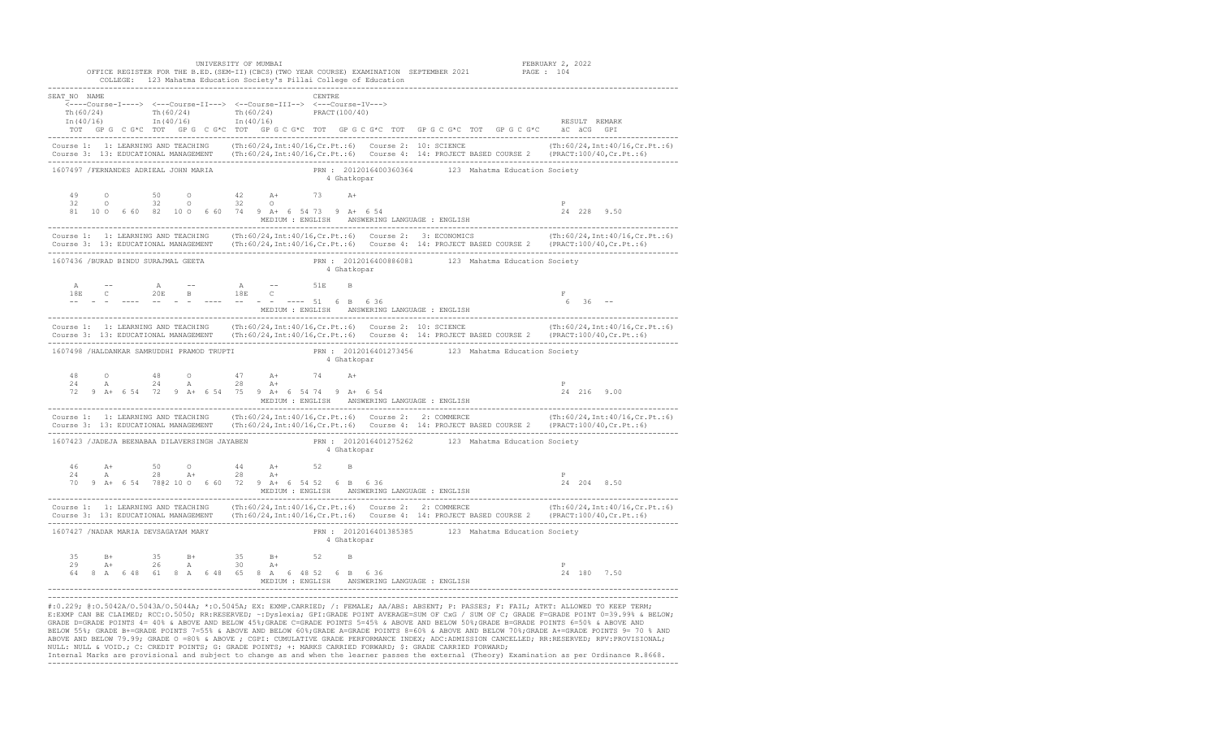UNIVERSITY OF MUMBAI

FEBRUARY 2, 2022

OFFICE REGISTER FOR THE B.ED.(SEM-II)(CBCS)(TWO YEAR COURSE) EXAMINATION SEPTEMBER 2021

PAGE : 104

COLLEGE: 123 Mahatma Education Society's Pillai College of Education

```
SEAT_NO  NAME                                                   CENTRE
   <----Course-I----> <---Course-II---> <--Course-III--> <---Course-IV--->
   Th(60/24)          Th(60/24)         Th(60/24)        PRACT(100/40)
   In(40/16)          In(40/16)         In(40/16)                                                            RESULT  REMARK
   TOT  GP G  C G*C  TOT  GP G  C G*C  TOT  GP G C G*C  TOT  GP G C G*C  TOT  GP G C G*C  TOT  GP G C G*C   äC  äCG  GPI
-----------------------------------------------------------------------------------------------------------------------------
Course 1:  1: LEARNING AND TEACHING    (Th:60/24,Int:40/16,Cr.Pt.:6)  Course 2:  10: SCIENCE                    (Th:60/24,Int:40/16,Cr.Pt.:6)
Course 3:  13: EDUCATIONAL MANAGEMENT  (Th:60/24,Int:40/16,Cr.Pt.:6)  Course 4:  14: PROJECT BASED COURSE 2    (PRACT:100/40,Cr.Pt.:6)
-----------------------------------------------------------------------------------------------------------------------------
1607497 /FERNANDES ADRIEAL JOHN MARIA                  PRN : 2012016400360364      123  Mahatma Education Society
                                                          4 Ghatkopar

   49     O        50     O        42     A+       73     A+
   32     O        32     O        32     O                                                                  P
   81  10 O   6 60  82  10 O   6 60  74  9 A+  6 54 73  9 A+  6 54                                          24  228  9.50
                                            MEDIUM : ENGLISH   ANSWERING LANGUAGE : ENGLISH
-----------------------------------------------------------------------------------------------------------------------------
Course 1:  1: LEARNING AND TEACHING    (Th:60/24,Int:40/16,Cr.Pt.:6)  Course 2:  3: ECONOMICS                   (Th:60/24,Int:40/16,Cr.Pt.:6)
Course 3:  13: EDUCATIONAL MANAGEMENT  (Th:60/24,Int:40/16,Cr.Pt.:6)  Course 4:  14: PROJECT BASED COURSE 2    (PRACT:100/40,Cr.Pt.:6)
-----------------------------------------------------------------------------------------------------------------------------
1607436 /BURAD BINDU SURAJMAL GEETA                    PRN : 2012016400886081      123  Mahatma Education Society
                                                          4 Ghatkopar

   A      --       A      --       A      --       51E    B
   18E    C        20E    B        18E    C                                                                  F
   --  -  -  ----  --  -  -  ----  --  -  -  ----  51  6 B  6 36                                             6  36  --
                                            MEDIUM : ENGLISH   ANSWERING LANGUAGE : ENGLISH
-----------------------------------------------------------------------------------------------------------------------------
Course 1:  1: LEARNING AND TEACHING    (Th:60/24,Int:40/16,Cr.Pt.:6)  Course 2:  10: SCIENCE                    (Th:60/24,Int:40/16,Cr.Pt.:6)
Course 3:  13: EDUCATIONAL MANAGEMENT  (Th:60/24,Int:40/16,Cr.Pt.:6)  Course 4:  14: PROJECT BASED COURSE 2    (PRACT:100/40,Cr.Pt.:6)
-----------------------------------------------------------------------------------------------------------------------------
1607498 /HALDANKAR SAMRUDDHI PRAMOD TRUPTI             PRN : 2012016401273456      123  Mahatma Education Society
                                                          4 Ghatkopar

   48     O        48     O        47     A+       74     A+
   24     A        24     A        28     A+                                                                 P
   72  9 A+  6 54  72  9 A+  6 54  75  9 A+  6 54 74  9 A+  6 54                                           24  216  9.00
                                            MEDIUM : ENGLISH   ANSWERING LANGUAGE : ENGLISH
-----------------------------------------------------------------------------------------------------------------------------
Course 1:  1: LEARNING AND TEACHING    (Th:60/24,Int:40/16,Cr.Pt.:6)  Course 2:  2: COMMERCE                    (Th:60/24,Int:40/16,Cr.Pt.:6)
Course 3:  13: EDUCATIONAL MANAGEMENT  (Th:60/24,Int:40/16,Cr.Pt.:6)  Course 4:  14: PROJECT BASED COURSE 2    (PRACT:100/40,Cr.Pt.:6)
-----------------------------------------------------------------------------------------------------------------------------
1607423 /JADEJA BEENABAA DILAVERSINGH JAYABEN          PRN : 2012016401275262      123  Mahatma Education Society
                                                          4 Ghatkopar

   46     A+       50     O        44     A+       52     B
   24     A        28     A+       28     A+                                                                 P
   70  9 A+  6 54  78@2 10 O  6 60  72  9 A+  6 54 52  6 B  6 36                                            24  204  8.50
                                            MEDIUM : ENGLISH   ANSWERING LANGUAGE : ENGLISH
-----------------------------------------------------------------------------------------------------------------------------
Course 1:  1: LEARNING AND TEACHING    (Th:60/24,Int:40/16,Cr.Pt.:6)  Course 2:  2: COMMERCE                    (Th:60/24,Int:40/16,Cr.Pt.:6)
Course 3:  13: EDUCATIONAL MANAGEMENT  (Th:60/24,Int:40/16,Cr.Pt.:6)  Course 4:  14: PROJECT BASED COURSE 2    (PRACT:100/40,Cr.Pt.:6)
-----------------------------------------------------------------------------------------------------------------------------
1607427 /NADAR MARIA DEVSAGAYAM MARY                   PRN : 2012016401385385      123  Mahatma Education Society
                                                          4 Ghatkopar

   35     B+       35     B+       35     B+       52     B
   29     A+       26     A        30     A+                                                                 P
   64  8 A   6 48  61  8 A   6 48  65  8 A   6 48 52  6 B  6 36                                             24  180  7.50
                                            MEDIUM : ENGLISH   ANSWERING LANGUAGE : ENGLISH
-----------------------------------------------------------------------------------------------------------------------------
```

#:O.229; @:O.5042A/O.5043A/O.5044A; *:O.5045A; EX: EXMP.CARRIED; /: FEMALE; AA/ABS: ABSENT; P: PASSES; F: FAIL; ATKT: ALLOWED TO KEEP TERM; E:EXMP CAN BE CLAIMED; RCC:O.5050; RR:RESERVED; ~:Dyslexia; GPI:GRADE POINT AVERAGE=SUM OF CxG / SUM OF C; GRADE F=GRADE POINT 0=39.99% & BELOW; GRADE D=GRADE POINTS 4= 40% & ABOVE AND BELOW 45%;GRADE C=GRADE POINTS 5=45% & ABOVE AND BELOW 50%;GRADE B=GRADE POINTS 6=50% & ABOVE AND BELOW 55%; GRADE B+=GRADE POINTS 7=55% & ABOVE AND BELOW 60%;GRADE A=GRADE POINTS 8=60% & ABOVE AND BELOW 70%;GRADE A+=GRADE POINTS 9= 70 % AND ABOVE AND BELOW 79.99; GRADE O =80% & ABOVE ; CGPI: CUMULATIVE GRADE PERFORMANCE INDEX; ADC:ADMISSION CANCELLED; RR:RESERVED; RPV:PROVISIONAL; NULL: NULL & VOID.; C: CREDIT POINTS; G: GRADE POINTS; +: MARKS CARRIED FORWARD; $: GRADE CARRIED FORWARD;
Internal Marks are provisional and subject to change as and when the learner passes the external (Theory) Examination as per Ordinance R.8668.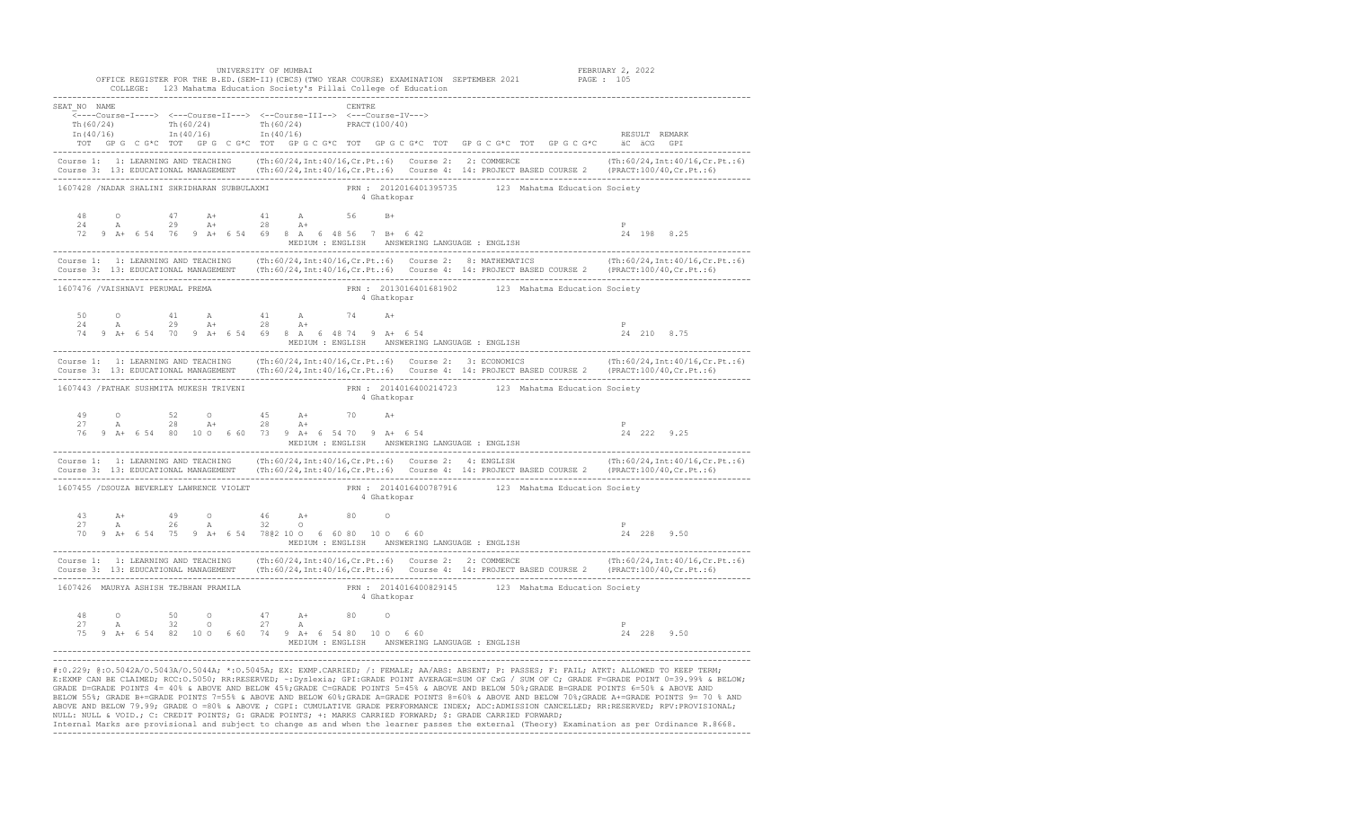UNIVERSITY OF MUMBAI
FEBRUARY 2, 2022

OFFICE REGISTER FOR THE B.ED.(SEM-II)(CBCS)(TWO YEAR COURSE) EXAMINATION SEPTEMBER 2021

COLLEGE: 123 Mahatma Education Society's Pillai College of Education

```
SEAT_NO  NAME                                                    CENTRE
   <----Course-I----> <---Course-II---> <--Course-III--> <---Course-IV--->
   Th(60/24)          Th(60/24)         Th(60/24)        PRACT(100/40)
   In(40/16)          In(40/16)         In(40/16)                                                      RESULT  REMARK
   TOT  GP G  C G*C  TOT  GP G  C G*C  TOT  GP G C G*C  TOT  GP G C G*C  TOT  GP G C G*C  TOT  GP G C G*C    äC  äCG  GPI
```

```
Course 1:  1: LEARNING AND TEACHING    (Th:60/24,Int:40/16,Cr.Pt.:6)  Course 2:  2: COMMERCE                (Th:60/24,Int:40/16,Cr.Pt.:6)
Course 3:  13: EDUCATIONAL MANAGEMENT  (Th:60/24,Int:40/16,Cr.Pt.:6)  Course 4:  14: PROJECT BASED COURSE 2  (PRACT:100/40,Cr.Pt.:6)

1607428 /NADAR SHALINI SHRIDHARAN SUBBULAXMI            PRN : 2012016401395735     123  Mahatma Education Society
                                                        4 Ghatkopar

   48    O       47    A+       41    A       56    B+
   24    A       29    A+       28    A+                                                               P
   72  9 A+ 6 54  76  9 A+ 6 54  69  8 A  6 48 56  7 B+ 6 42                                          24  198  8.25
                                                        MEDIUM : ENGLISH    ANSWERING LANGUAGE : ENGLISH
```

```
Course 1:  1: LEARNING AND TEACHING    (Th:60/24,Int:40/16,Cr.Pt.:6)  Course 2:  2: COMMERCE                (Th:60/24,Int:40/16,Cr.Pt.:6)
Course 3:  13: EDUCATIONAL MANAGEMENT  (Th:60/24,Int:40/16,Cr.Pt.:6)  Course 4:  14: PROJECT BASED COURSE 2  (PRACT:100/40,Cr.Pt.:6)

1607476 /VAISHNAVI PERUMAL PREMA                        PRN : 2013016401681902     123  Mahatma Education Society
                                                        4 Ghatkopar

   50    O       41    A        41    A       74    A+
   24    A       29    A+       28    A+                                                               P
   74  9 A+ 6 54  70  9 A+ 6 54  69  8 A  6 48 74  9 A+ 6 54                                          24  210  8.75
                                                        MEDIUM : ENGLISH    ANSWERING LANGUAGE : ENGLISH
```

```
Course 1:  1: LEARNING AND TEACHING    (Th:60/24,Int:40/16,Cr.Pt.:6)  Course 2:  8: MATHEMATICS             (Th:60/24,Int:40/16,Cr.Pt.:6)
Course 3:  13: EDUCATIONAL MANAGEMENT  (Th:60/24,Int:40/16,Cr.Pt.:6)  Course 4:  14: PROJECT BASED COURSE 2  (PRACT:100/40,Cr.Pt.:6)

1607443 /PATHAK SUSHMITA MUKESH TRIVENI                 PRN : 2014016400214723     123  Mahatma Education Society
                                                        4 Ghatkopar

   49    O       52    O        45    A+      70    A+
   27    A       28    A+       28    A+                                                               P
   76  9 A+ 6 54  80  10 O  6 60  73  9 A+ 6 54 70  9 A+ 6 54                                         24  222  9.25
                                                        MEDIUM : ENGLISH    ANSWERING LANGUAGE : ENGLISH
```

```
Course 1:  1: LEARNING AND TEACHING    (Th:60/24,Int:40/16,Cr.Pt.:6)  Course 2:  4: ENGLISH                 (Th:60/24,Int:40/16,Cr.Pt.:6)
Course 3:  13: EDUCATIONAL MANAGEMENT  (Th:60/24,Int:40/16,Cr.Pt.:6)  Course 4:  14: PROJECT BASED COURSE 2  (PRACT:100/40,Cr.Pt.:6)

1607455 /DSOUZA BEVERLEY LAWRENCE VIOLET                PRN : 2014016400787916     123  Mahatma Education Society
                                                        4 Ghatkopar

   43    A+      49    O        46    A+      80    O
   27    A       26    A        32    O                                                                P
   70  9 A+ 6 54  75  9 A+ 6 54  78@2 10 O  6 60 80  10 O  6 60                                       24  228  9.50
                                                        MEDIUM : ENGLISH    ANSWERING LANGUAGE : ENGLISH
```

```
Course 1:  1: LEARNING AND TEACHING    (Th:60/24,Int:40/16,Cr.Pt.:6)  Course 2:  2: COMMERCE                (Th:60/24,Int:40/16,Cr.Pt.:6)
Course 3:  13: EDUCATIONAL MANAGEMENT  (Th:60/24,Int:40/16,Cr.Pt.:6)  Course 4:  14: PROJECT BASED COURSE 2  (PRACT:100/40,Cr.Pt.:6)

1607426  MAURYA ASHISH TEJBHAN PRAMILA                  PRN : 2014016400829145     123  Mahatma Education Society
                                                        4 Ghatkopar

   48    O       50    O        47    A+      80    O
   27    A       32    O        27    A                                                                P
   75  9 A+ 6 54  82  10 O  6 60  74  9 A+ 6 54 80  10 O  6 60                                        24  228  9.50
                                                        MEDIUM : ENGLISH    ANSWERING LANGUAGE : ENGLISH
```

#:O.229; @:O.5042A/O.5043A/O.5044A; *:O.5045A; EX: EXMP.CARRIED; /: FEMALE; AA/ABS: ABSENT; P: PASSES; F: FAIL; ATKT: ALLOWED TO KEEP TERM; E:EXMP CAN BE CLAIMED; RCC:O.5050; RR:RESERVED; ~:Dyslexia; GPI:GRADE POINT AVERAGE=SUM OF CxG / SUM OF C; GRADE F=GRADE POINT 0=39.99% & BELOW; GRADE D=GRADE POINTS 4= 40% & ABOVE AND BELOW 45%;GRADE C=GRADE POINTS 5=45% & ABOVE AND BELOW 50%;GRADE B=GRADE POINTS 6=50% & ABOVE AND BELOW 55%; GRADE B+=GRADE POINTS 7=55% & ABOVE AND BELOW 60%;GRADE A=GRADE POINTS 8=60% & ABOVE AND BELOW 70%;GRADE A+=GRADE POINTS 9= 70 % AND ABOVE AND BELOW 79.99; GRADE O =80% & ABOVE ; CGPI: CUMULATIVE GRADE PERFORMANCE INDEX; ADC:ADMISSION CANCELLED; RR:RESERVED; RPV:PROVISIONAL; NULL: NULL & VOID.; C: CREDIT POINTS; G: GRADE POINTS; +: MARKS CARRIED FORWARD; $: GRADE CARRIED FORWARD;
Internal Marks are provisional and subject to change as and when the learner passes the external (Theory) Examination as per Ordinance R.8668.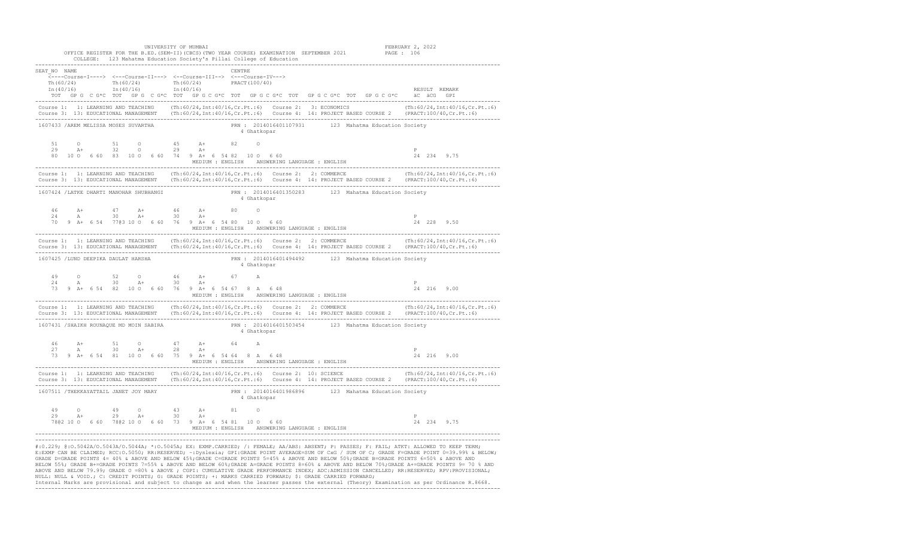UNIVERSITY OF MUMBAI

OFFICE REGISTER FOR THE B.ED.(SEM-II)(CBCS)(TWO YEAR COURSE) EXAMINATION SEPTEMBER 2021

FEBRUARY 2, 2022

COLLEGE: 123 Mahatma Education Society's Pillai College of Education

```
SEAT_NO  NAME                                                      CENTRE
   <----Course-I----> <---Course-II---> <--Course-III--> <--Course-IV--->
   Th(60/24)          Th(60/24)          Th(60/24)          PRACT(100/40)
   In(40/16)          In(40/16)          In(40/16)                                                   RESULT  REMARK
   TOT  GP G  C G*C  TOT  GP G  C G*C  TOT  GP G C G*C  TOT  GP G C G*C  TOT  GP G C G*C  TOT  GP G C G*C    äC  äCG  GPI
```

```
Course 1:  1: LEARNING AND TEACHING    (Th:60/24,Int:40/16,Cr.Pt.:6)  Course 2:  3: ECONOMICS                (Th:60/24,Int:40/16,Cr.Pt.:6)
Course 3: 13: EDUCATIONAL MANAGEMENT   (Th:60/24,Int:40/16,Cr.Pt.:6)  Course 4: 14: PROJECT BASED COURSE 2   (PRACT:100/40,Cr.Pt.:6)

1607433 /AREM MELISSA MOSES SUVARTHA                    PRN : 2014016401107931       123  Mahatma Education Society
                                                              4 Ghatkopar

    51     O        51     O        45     A+       82     O
    29     A+       32     O        29     A+                                                          P
    80  10 O   6 60   83  10 O   6 60   74   9 A+  6 54 82   10 O   6 60                                  24  234  9.75
                                                    MEDIUM : ENGLISH   ANSWERING LANGUAGE : ENGLISH
```

```
Course 1:  1: LEARNING AND TEACHING    (Th:60/24,Int:40/16,Cr.Pt.:6)  Course 2:  2: COMMERCE                 (Th:60/24,Int:40/16,Cr.Pt.:6)
Course 3: 13: EDUCATIONAL MANAGEMENT   (Th:60/24,Int:40/16,Cr.Pt.:6)  Course 4: 14: PROJECT BASED COURSE 2   (PRACT:100/40,Cr.Pt.:6)

1607424 /LATKE DHARTI MANOHAR SHUBHANGI                 PRN : 2014016401350283       123  Mahatma Education Society
                                                              4 Ghatkopar

    46     A+       47     A+       46     A+       80     O
    24     A        30     A+       30     A+                                                          P
    70   9 A+  6 54   77@3 10 O   6 60   76   9 A+  6 54 80   10 O   6 60                                  24  228  9.50
                                                    MEDIUM : ENGLISH   ANSWERING LANGUAGE : ENGLISH
```

```
Course 1:  1: LEARNING AND TEACHING    (Th:60/24,Int:40/16,Cr.Pt.:6)  Course 2:  2: COMMERCE                 (Th:60/24,Int:40/16,Cr.Pt.:6)
Course 3: 13: EDUCATIONAL MANAGEMENT   (Th:60/24,Int:40/16,Cr.Pt.:6)  Course 4: 14: PROJECT BASED COURSE 2   (PRACT:100/40,Cr.Pt.:6)

1607425 /LUND DEEPIKA DAULAT HARSHA                     PRN : 2014016401494492       123  Mahatma Education Society
                                                              4 Ghatkopar

    49     O        52     O        46     A+       67     A
    24     A        30     A+       30     A+                                                          P
    73   9 A+  6 54   82  10 O   6 60   76   9 A+  6 54 67    8 A    6 48                                  24  216  9.00
                                                    MEDIUM : ENGLISH   ANSWERING LANGUAGE : ENGLISH
```

```
Course 1:  1: LEARNING AND TEACHING    (Th:60/24,Int:40/16,Cr.Pt.:6)  Course 2:  2: COMMERCE                 (Th:60/24,Int:40/16,Cr.Pt.:6)
Course 3: 13: EDUCATIONAL MANAGEMENT   (Th:60/24,Int:40/16,Cr.Pt.:6)  Course 4: 14: PROJECT BASED COURSE 2   (PRACT:100/40,Cr.Pt.:6)

1607431 /SHAIKH ROUNAQUE MD MOIN SABIRA                 PRN : 2014016401503454       123  Mahatma Education Society
                                                              4 Ghatkopar

    46     A+       51     O        47     A+       64     A
    27     A        30     A+       28     A+                                                          P
    73   9 A+  6 54   81  10 O   6 60   75   9 A+  6 54 64    8 A    6 48                                  24  216  9.00
                                                    MEDIUM : ENGLISH   ANSWERING LANGUAGE : ENGLISH
```

```
Course 1:  1: LEARNING AND TEACHING    (Th:60/24,Int:40/16,Cr.Pt.:6)  Course 2: 10: SCIENCE                  (Th:60/24,Int:40/16,Cr.Pt.:6)
Course 3: 13: EDUCATIONAL MANAGEMENT   (Th:60/24,Int:40/16,Cr.Pt.:6)  Course 4: 14: PROJECT BASED COURSE 2   (PRACT:100/40,Cr.Pt.:6)

1607511 /THEKKAYATTAIL JANET JOY MARY                   PRN : 2014016401986896       123  Mahatma Education Society
                                                              4 Ghatkopar

    49     O        49     O        43     A+       81     O
    29     A+       29     A+       30     A+                                                          P
    78@2 10 O   6 60   78@2 10 O   6 60   73   9 A+  6 54 81   10 O   6 60                                  24  234  9.75
                                                    MEDIUM : ENGLISH   ANSWERING LANGUAGE : ENGLISH
```

#:O.229; @:O.5042A/O.5043A/O.5044A; *:O.5045A; EX: EXMP.CARRIED; /: FEMALE; AA/ABS: ABSENT; P: PASSES; F: FAIL; ATKT: ALLOWED TO KEEP TERM; E:EXMP CAN BE CLAIMED; RCC:O.5050; RR:RESERVED; ~:Dyslexia; GPI:GRADE POINT AVERAGE=SUM OF CxG / SUM OF C; GRADE F=GRADE POINT 0=39.99% & BELOW; GRADE D=GRADE POINTS 4= 40% & ABOVE AND BELOW 45%;GRADE C=GRADE POINTS 5=45% & ABOVE AND BELOW 50%;GRADE B=GRADE POINTS 6=50% & ABOVE AND BELOW 55%; GRADE B+=GRADE POINTS 7=55% & ABOVE AND BELOW 60%;GRADE A=GRADE POINTS 8=60% & ABOVE AND BELOW 70%;GRADE A+=GRADE POINTS 9= 70 % AND ABOVE AND BELOW 79.99; GRADE O =80% & ABOVE ; CGPI: CUMULATIVE GRADE PERFORMANCE INDEX; ADC:ADMISSION CANCELLED; RR:RESERVED; RPV:PROVISIONAL; NULL: NULL & VOID.; C: CREDIT POINTS; G: GRADE POINTS; +: MARKS CARRIED FORWARD; $: GRADE CARRIED FORWARD;
Internal Marks are provisional and subject to change as and when the learner passes the external (Theory) Examination as per Ordinance R.8668.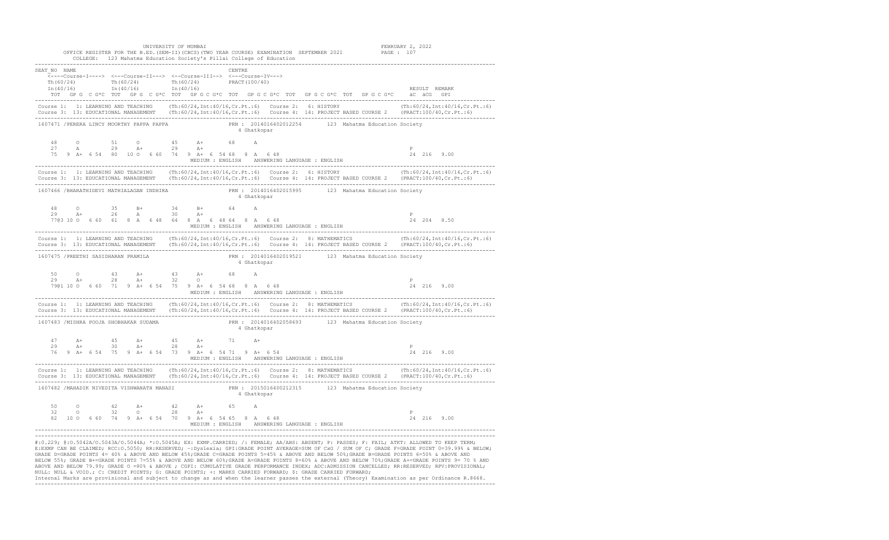UNIVERSITY OF MUMBAI

FEBRUARY 2, 2022

OFFICE REGISTER FOR THE B.ED.(SEM-II)(CBCS)(TWO YEAR COURSE) EXAMINATION SEPTEMBER 2021

COLLEGE: 123 Mahatma Education Society's Pillai College of Education

```
SEAT_NO  NAME                                                    CENTRE
   <----Course-I----> <---Course-II---> <--Course-III--> <---Course-IV--->
   Th(60/24)          Th(60/24)         Th(60/24)        PRACT(100/40)
   In(40/16)          In(40/16)         In(40/16)                                                     RESULT  REMARK
   TOT  GP G  C G*C  TOT  GP G  C G*C  TOT  GP G C G*C  TOT  GP G C G*C  TOT  GP G C G*C  TOT  GP G C G*C    äC  äCG   GPI
-------------------------------------------------------------------------------------------------------------------------------
Course 1:  1: LEARNING AND TEACHING    (Th:60/24,Int:40/16,Cr.Pt.:6)  Course 2:  6: HISTORY                       (Th:60/24,Int:40/16,Cr.Pt.:6)
Course 3: 13: EDUCATIONAL MANAGEMENT   (Th:60/24,Int:40/16,Cr.Pt.:6)  Course 4: 14: PROJECT BASED COURSE 2   (PRACT:100/40,Cr.Pt.:6)
-------------------------------------------------------------------------------------------------------------------------------
1607471 /PERERA LINCY MOORTHY PAPPA PAPPA                 PRN : 2014016402012254      123  Mahatma Education Society
                                                                4 Ghatkopar

    48     O        51     O         45    A+       68     A
    27     A        29     A+        29    A+                                                              P
    75   9 A+  6 54   80   10 O  6 60   74   9 A+  6 54 68   8 A   6 48                                        24  216  9.00
                                                    MEDIUM : ENGLISH    ANSWERING LANGUAGE : ENGLISH
-------------------------------------------------------------------------------------------------------------------------------
Course 1:  1: LEARNING AND TEACHING    (Th:60/24,Int:40/16,Cr.Pt.:6)  Course 2:  6: HISTORY                       (Th:60/24,Int:40/16,Cr.Pt.:6)
Course 3: 13: EDUCATIONAL MANAGEMENT   (Th:60/24,Int:40/16,Cr.Pt.:6)  Course 4: 14: PROJECT BASED COURSE 2   (PRACT:100/40,Cr.Pt.:6)
-------------------------------------------------------------------------------------------------------------------------------
1607466 /BHARATHIDEVI MATHIALAGAN INDHIRA                 PRN : 2014016402015995      123  Mahatma Education Society
                                                                4 Ghatkopar

    48     O        35     B+        34    B+       64     A
    29     A+       26     A         30    A+                                                              P
    77@3 10 O  6 60   61   8 A   6 48   64   8 A   6 48 64   8 A   6 48                                        24  204  8.50
                                                    MEDIUM : ENGLISH    ANSWERING LANGUAGE : ENGLISH
-------------------------------------------------------------------------------------------------------------------------------
Course 1:  1: LEARNING AND TEACHING    (Th:60/24,Int:40/16,Cr.Pt.:6)  Course 2:  8: MATHEMATICS                   (Th:60/24,Int:40/16,Cr.Pt.:6)
Course 3: 13: EDUCATIONAL MANAGEMENT   (Th:60/24,Int:40/16,Cr.Pt.:6)  Course 4: 14: PROJECT BASED COURSE 2   (PRACT:100/40,Cr.Pt.:6)
-------------------------------------------------------------------------------------------------------------------------------
1607475 /PREETHI SASIDHARAN PRAMILA                       PRN : 2014016402019521      123  Mahatma Education Society
                                                                4 Ghatkopar

    50     O        43     A+        43    A+       68     A
    29     A+       28     A+        32    O                                                               P
    79@1 10 O  6 60   71   9 A+  6 54   75   9 A+  6 54 68   8 A   6 48                                        24  216  9.00
                                                    MEDIUM : ENGLISH    ANSWERING LANGUAGE : ENGLISH
-------------------------------------------------------------------------------------------------------------------------------
Course 1:  1: LEARNING AND TEACHING    (Th:60/24,Int:40/16,Cr.Pt.:6)  Course 2:  8: MATHEMATICS                   (Th:60/24,Int:40/16,Cr.Pt.:6)
Course 3: 13: EDUCATIONAL MANAGEMENT   (Th:60/24,Int:40/16,Cr.Pt.:6)  Course 4: 14: PROJECT BASED COURSE 2   (PRACT:100/40,Cr.Pt.:6)
-------------------------------------------------------------------------------------------------------------------------------
1607483 /MISHRA POOJA SHOBHAKAR SUDAMA                    PRN : 2014016402058693      123  Mahatma Education Society
                                                                4 Ghatkopar

    47     A+       45     A+        45    A+       71     A+
    29     A+       30     A+        28    A+                                                              P
    76   9 A+  6 54   75   9 A+  6 54   73   9 A+  6 54 71   9 A+  6 54                                        24  216  9.00
                                                    MEDIUM : ENGLISH    ANSWERING LANGUAGE : ENGLISH
-------------------------------------------------------------------------------------------------------------------------------
Course 1:  1: LEARNING AND TEACHING    (Th:60/24,Int:40/16,Cr.Pt.:6)  Course 2:  8: MATHEMATICS                   (Th:60/24,Int:40/16,Cr.Pt.:6)
Course 3: 13: EDUCATIONAL MANAGEMENT   (Th:60/24,Int:40/16,Cr.Pt.:6)  Course 4: 14: PROJECT BASED COURSE 2   (PRACT:100/40,Cr.Pt.:6)
-------------------------------------------------------------------------------------------------------------------------------
1607482 /MAHADIK NIVEDITA VISHWANATH MANASI               PRN : 2015016400212315      123  Mahatma Education Society
                                                                4 Ghatkopar

    50     O        42     A+        42    A+       65     A
    32     O        32     O         28    A+                                                              P
    82  10 O   6 60   74   9 A+  6 54   70   9 A+  6 54 65   8 A   6 48                                        24  216  9.00
                                                    MEDIUM : ENGLISH    ANSWERING LANGUAGE : ENGLISH
-------------------------------------------------------------------------------------------------------------------------------
```

#:O.229; @:O.5042A/O.5043A/O.5044A; *:O.5045A; EX: EXMP.CARRIED; /: FEMALE; AA/ABS: ABSENT; P: PASSES; F: FAIL; ATKT: ALLOWED TO KEEP TERM; E:EXMP CAN BE CLAIMED; RCC:O.5050; RR:RESERVED; ~:Dyslexia; GPI:GRADE POINT AVERAGE=SUM OF CxG / SUM OF C; GRADE F=GRADE POINT 0=39.99% & BELOW; GRADE D=GRADE POINTS 4= 40% & ABOVE AND BELOW 45%;GRADE C=GRADE POINTS 5=45% & ABOVE AND BELOW 50%;GRADE B=GRADE POINTS 6=50% & ABOVE AND BELOW 55%; GRADE B+=GRADE POINTS 7=55% & ABOVE AND BELOW 60%;GRADE A=GRADE POINTS 8=60% & ABOVE AND BELOW 70%;GRADE A+=GRADE POINTS 9= 70 % AND ABOVE AND BELOW 79.99; GRADE O =80% & ABOVE ; CGPI: CUMULATIVE GRADE PERFORMANCE INDEX; ADC:ADMISSION CANCELLED; RR:RESERVED; RPV:PROVISIONAL; NULL: NULL & VOID.; C: CREDIT POINTS; G: GRADE POINTS; +: MARKS CARRIED FORWARD; $: GRADE CARRIED FORWARD;
Internal Marks are provisional and subject to change as and when the learner passes the external (Theory) Examination as per Ordinance R.8668.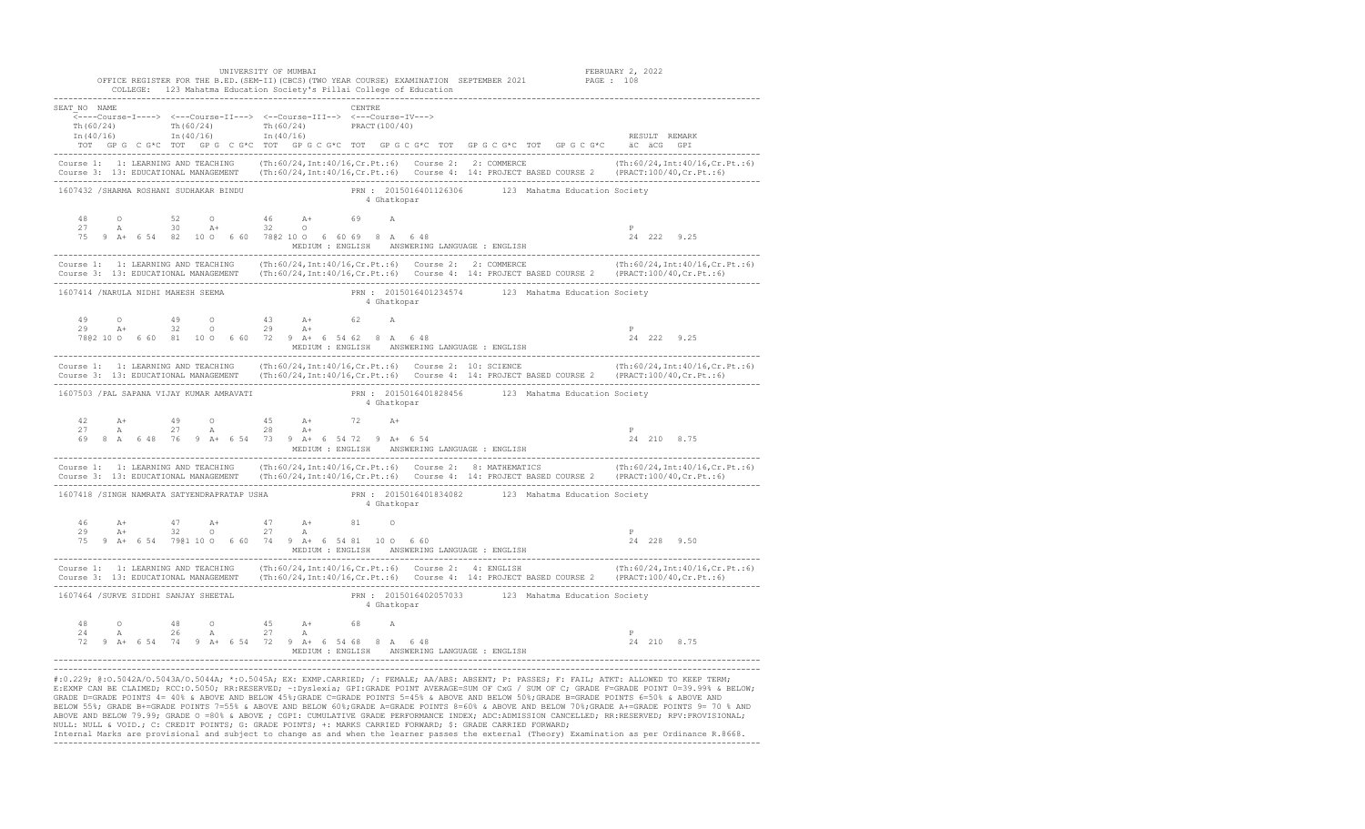UNIVERSITY OF MUMBAI

OFFICE REGISTER FOR THE B.ED.(SEM-II)(CBCS)(TWO YEAR COURSE) EXAMINATION SEPTEMBER 2021

FEBRUARY 2, 2022

COLLEGE: 123 Mahatma Education Society's Pillai College of Education

```
SEAT_NO  NAME                                               CENTRE
   <----Course-I----> <---Course-II---> <--Course-III--> <---Course-IV--->
   Th(60/24)          Th(60/24)          Th(60/24)         PRACT(100/40)
   In(40/16)          In(40/16)          In(40/16)                                                   RESULT  REMARK
   TOT  GP G  C G*C  TOT  GP G  C G*C  TOT  GP G C G*C  TOT  GP G C G*C  TOT  GP G C G*C  TOT  GP G C G*C   äC  äCG  GPI
```

Course 1: 1: LEARNING AND TEACHING (Th:60/24,Int:40/16,Cr.Pt.:6) Course 2: 2: COMMERCE (Th:60/24,Int:40/16,Cr.Pt.:6)
Course 3: 13: EDUCATIONAL MANAGEMENT (Th:60/24,Int:40/16,Cr.Pt.:6) Course 4: 14: PROJECT BASED COURSE 2 (PRACT:100/40,Cr.Pt.:6)

```
1607432 /SHARMA ROSHANI SUDHAKAR BINDU               PRN : 2015016401126306      123  Mahatma Education Society
                                                         4 Ghatkopar

    48    O        52    O        46    A+       69    A
    27    A        30    A+       32    O                                                              P
    75  9  A+ 6 54  82  10 O  6 60  78@2 10 O  6 60 69  8  A  6 48                                     24  222  9.25
                                   MEDIUM : ENGLISH   ANSWERING LANGUAGE : ENGLISH
```

Course 1: 1: LEARNING AND TEACHING (Th:60/24,Int:40/16,Cr.Pt.:6) Course 2: 2: COMMERCE (Th:60/24,Int:40/16,Cr.Pt.:6)
Course 3: 13: EDUCATIONAL MANAGEMENT (Th:60/24,Int:40/16,Cr.Pt.:6) Course 4: 14: PROJECT BASED COURSE 2 (PRACT:100/40,Cr.Pt.:6)

```
1607414 /NARULA NIDHI MAHESH SEEMA                   PRN : 2015016401234574      123  Mahatma Education Society
                                                         4 Ghatkopar

    49    O        49    O        43    A+       62    A
    29    A+       32    O        29    A+                                                             P
    78@2 10 O  6 60  81  10 O  6 60  72  9  A+ 6 54 62  8  A  6 48                                      24  222  9.25
                                   MEDIUM : ENGLISH   ANSWERING LANGUAGE : ENGLISH
```

Course 1: 1: LEARNING AND TEACHING (Th:60/24,Int:40/16,Cr.Pt.:6) Course 2: 2: COMMERCE (Th:60/24,Int:40/16,Cr.Pt.:6)
Course 3: 13: EDUCATIONAL MANAGEMENT (Th:60/24,Int:40/16,Cr.Pt.:6) Course 4: 14: PROJECT BASED COURSE 2 (PRACT:100/40,Cr.Pt.:6)

```
1607503 /PAL SAPANA VIJAY KUMAR AMRAVATI             PRN : 2015016401828456      123  Mahatma Education Society
                                                         4 Ghatkopar

    42    A+       49    O        45    A+       72    A+
    27    A        27    A        28    A+                                                             P
    69  8  A  6 48  76  9  A+ 6 54  73  9  A+ 6 54 72  9  A+ 6 54                                      24  210  8.75
                                   MEDIUM : ENGLISH   ANSWERING LANGUAGE : ENGLISH
```

Course 1: 1: LEARNING AND TEACHING (Th:60/24,Int:40/16,Cr.Pt.:6) Course 2: 8: MATHEMATICS (Th:60/24,Int:40/16,Cr.Pt.:6)
Course 3: 13: EDUCATIONAL MANAGEMENT (Th:60/24,Int:40/16,Cr.Pt.:6) Course 4: 14: PROJECT BASED COURSE 2 (PRACT:100/40,Cr.Pt.:6)

```
1607418 /SINGH NAMRATA SATYENDRAPRATAP USHA          PRN : 2015016401834082      123  Mahatma Education Society
                                                         4 Ghatkopar

    46    A+       47    A+       47    A+       81    O
    29    A+       32    O        27    A                                                              P
    75  9  A+ 6 54  79@1 10 O  6 60  74  9  A+ 6 54 81  10 O  6 60                                     24  228  9.50
                                   MEDIUM : ENGLISH   ANSWERING LANGUAGE : ENGLISH
```

Course 1: 1: LEARNING AND TEACHING (Th:60/24,Int:40/16,Cr.Pt.:6) Course 2: 4: ENGLISH (Th:60/24,Int:40/16,Cr.Pt.:6)
Course 3: 13: EDUCATIONAL MANAGEMENT (Th:60/24,Int:40/16,Cr.Pt.:6) Course 4: 14: PROJECT BASED COURSE 2 (PRACT:100/40,Cr.Pt.:6)

```
1607464 /SURVE SIDDHI SANJAY SHEETAL                 PRN : 2015016402057033      123  Mahatma Education Society
                                                         4 Ghatkopar

    48    O        48    O        45    A+       68    A
    24    A        26    A        27    A                                                              P
    72  9  A+ 6 54  74  9  A+ 6 54  72  9  A+ 6 54 68  8  A  6 48                                      24  210  8.75
                                   MEDIUM : ENGLISH   ANSWERING LANGUAGE : ENGLISH
```

#:O.229; @:O.5042A/O.5043A/O.5044A; *:O.5045A; EX: EXMP.CARRIED; /: FEMALE; AA/ABS: ABSENT; P: PASSES; F: FAIL; ATKT: ALLOWED TO KEEP TERM; E:EXMP CAN BE CLAIMED; RCC:O.5050; RR:RESERVED; ~:Dyslexia; GPI:GRADE POINT AVERAGE=SUM OF CxG / SUM OF C; GRADE F=GRADE POINT 0=39.99% & BELOW; GRADE D=GRADE POINTS 4= 40% & ABOVE AND BELOW 45%;GRADE C=GRADE POINTS 5=45% & ABOVE AND BELOW 50%;GRADE B=GRADE POINTS 6=50% & ABOVE AND BELOW 55%; GRADE B+=GRADE POINTS 7=55% & ABOVE AND BELOW 60%;GRADE A=GRADE POINTS 8=60% & ABOVE AND BELOW 70%;GRADE A+=GRADE POINTS 9= 70 % AND ABOVE AND BELOW 79.99; GRADE O =80% & ABOVE ; CGPI: CUMULATIVE GRADE PERFORMANCE INDEX; ADC:ADMISSION CANCELLED; RR:RESERVED; RPV:PROVISIONAL; NULL: NULL & VOID.; C: CREDIT POINTS; G: GRADE POINTS; +: MARKS CARRIED FORWARD; $: GRADE CARRIED FORWARD;
Internal Marks are provisional and subject to change as and when the learner passes the external (Theory) Examination as per Ordinance R.8668.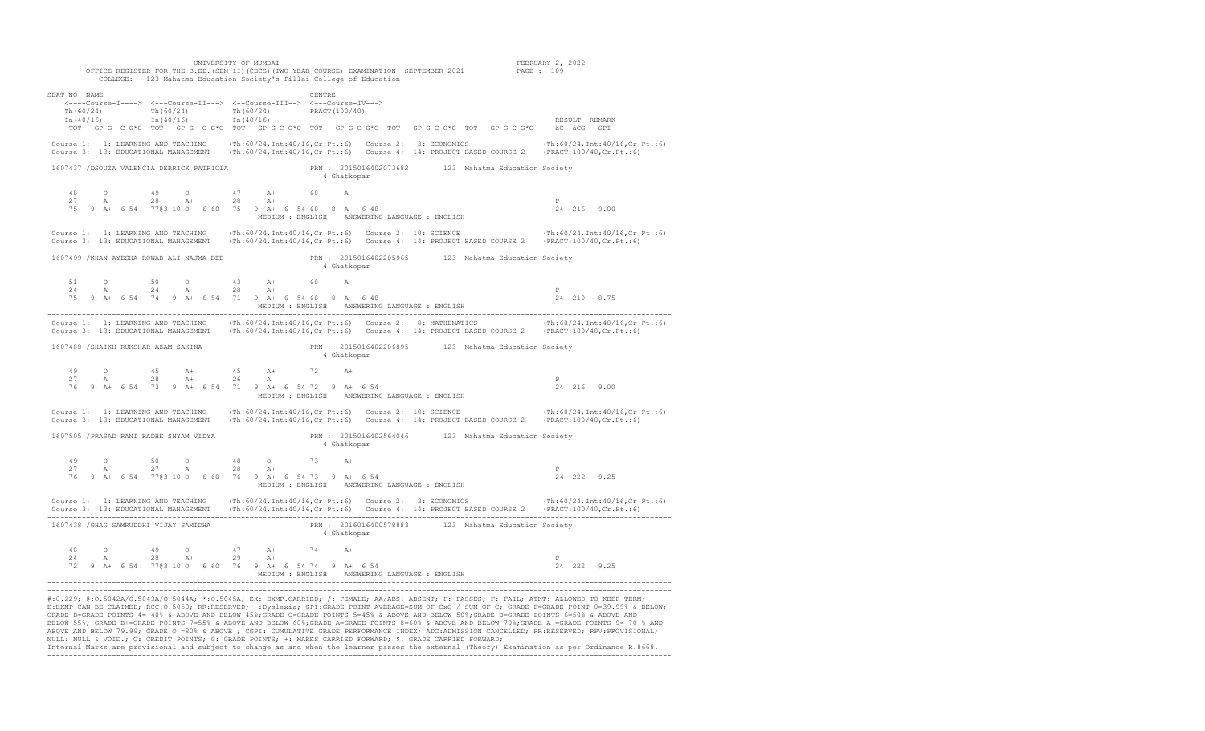UNIVERSITY OF MUMBAI

OFFICE REGISTER FOR THE B.ED.(SEM-II)(CBCS)(TWO YEAR COURSE) EXAMINATION SEPTEMBER 2021

FEBRUARY 2, 2022

COLLEGE: 123 Mahatma Education Society's Pillai College of Education

```
SEAT_NO NAME                                                            CENTRE
   <----Course-I----> <---Course-II---> <--Course-III--> <---Course-IV--->
   Th(60/24)          Th(60/24)         Th(60/24)        PRACT(100/40)
   In(40/16)          In(40/16)         In(40/16)                                                     RESULT  REMARK
   TOT  GP G  C G*C  TOT  GP G  C G*C  TOT  GP G C G*C  TOT  GP G C G*C  TOT  GP G C G*C  TOT  GP G C G*C   äC  äCG  GPI
----------------------------------------------------------------------------------------------------------------------------
Course 1:  1: LEARNING AND TEACHING     (Th:60/24,Int:40/16,Cr.Pt.:6)  Course 2:  3: ECONOMICS                 (Th:60/24,Int:40/16,Cr.Pt.:6)
Course 3: 13: EDUCATIONAL MANAGEMENT    (Th:60/24,Int:40/16,Cr.Pt.:6)  Course 4: 14: PROJECT BASED COURSE 2    (PRACT:100/40,Cr.Pt.:6)
----------------------------------------------------------------------------------------------------------------------------
1607437 /DSOUZA VALENCIA DERRICK PATRICIA                    PRN : 2015016402073682      123  Mahatma Education Society
                                                              4 Ghatkopar

   48     O       49     O       47     A+      68     A
   27     A       28     A+      28     A+                                                                   P
   75   9 A+  6 54   77@3 10 O   6 60   75   9 A+  6 54 68   8 A   6 48                                      24  216  9.00
                                                  MEDIUM : ENGLISH    ANSWERING LANGUAGE : ENGLISH
----------------------------------------------------------------------------------------------------------------------------
Course 1:  1: LEARNING AND TEACHING     (Th:60/24,Int:40/16,Cr.Pt.:6)  Course 2:  3: ECONOMICS                 (Th:60/24,Int:40/16,Cr.Pt.:6)
Course 3: 13: EDUCATIONAL MANAGEMENT    (Th:60/24,Int:40/16,Cr.Pt.:6)  Course 4: 14: PROJECT BASED COURSE 2    (PRACT:100/40,Cr.Pt.:6)
----------------------------------------------------------------------------------------------------------------------------
1607499 /KHAN AYESHA ROWAB ALI NAJMA BEE                     PRN : 2015016402205965      123  Mahatma Education Society
                                                              4 Ghatkopar

   51     O       50     O       43     A+      68     A
   24     A       24     A       28     A+                                                                   P
   75   9 A+  6 54   74   9 A+  6 54   71   9 A+  6 54 68   8 A   6 48                                       24  210  8.75
                                                  MEDIUM : ENGLISH    ANSWERING LANGUAGE : ENGLISH
----------------------------------------------------------------------------------------------------------------------------
Course 1:  1: LEARNING AND TEACHING     (Th:60/24,Int:40/16,Cr.Pt.:6)  Course 2:  8: MATHEMATICS               (Th:60/24,Int:40/16,Cr.Pt.:6)
Course 3: 13: EDUCATIONAL MANAGEMENT    (Th:60/24,Int:40/16,Cr.Pt.:6)  Course 4: 14: PROJECT BASED COURSE 2    (PRACT:100/40,Cr.Pt.:6)
----------------------------------------------------------------------------------------------------------------------------
1607488 /SHAIKH RUKSHAR AZAM SAKINA                          PRN : 2015016402206895      123  Mahatma Education Society
                                                              4 Ghatkopar

   49     O       45     A+      45     A+      72     A+
   27     A       28     A+      26     A                                                                    P
   76   9 A+  6 54   73   9 A+  6 54   71   9 A+  6 54 72   9 A+  6 54                                       24  216  9.00
                                                  MEDIUM : ENGLISH    ANSWERING LANGUAGE : ENGLISH
----------------------------------------------------------------------------------------------------------------------------
Course 1:  1: LEARNING AND TEACHING     (Th:60/24,Int:40/16,Cr.Pt.:6)  Course 2: 10: SCIENCE                   (Th:60/24,Int:40/16,Cr.Pt.:6)
Course 3: 13: EDUCATIONAL MANAGEMENT    (Th:60/24,Int:40/16,Cr.Pt.:6)  Course 4: 14: PROJECT BASED COURSE 2    (PRACT:100/40,Cr.Pt.:6)
----------------------------------------------------------------------------------------------------------------------------
1607505 /PRASAD RANI RADHE SHYAM VIDYA                       PRN : 2015016402564046      123  Mahatma Education Society
                                                              4 Ghatkopar

   49     O       50     O       48     O       73     A+
   27     A       27     A       28     A+                                                                   P
   76   9 A+  6 54   77@3 10 O   6 60   76   9 A+  6 54 73   9 A+  6 54                                      24  222  9.25
                                                  MEDIUM : ENGLISH    ANSWERING LANGUAGE : ENGLISH
----------------------------------------------------------------------------------------------------------------------------
Course 1:  1: LEARNING AND TEACHING     (Th:60/24,Int:40/16,Cr.Pt.:6)  Course 2:  3: ECONOMICS                 (Th:60/24,Int:40/16,Cr.Pt.:6)
Course 3: 13: EDUCATIONAL MANAGEMENT    (Th:60/24,Int:40/16,Cr.Pt.:6)  Course 4: 14: PROJECT BASED COURSE 2    (PRACT:100/40,Cr.Pt.:6)
----------------------------------------------------------------------------------------------------------------------------
1607438 /GHAG SAMRUDDHI VIJAY SAMIDHA                        PRN : 2016016400578883      123  Mahatma Education Society
                                                              4 Ghatkopar

   48     O       49     O       47     A+      74     A+
   24     A       28     A+      29     A+                                                                   P
   72   9 A+  6 54   77@3 10 O   6 60   76   9 A+  6 54 74   9 A+  6 54                                      24  222  9.25
                                                  MEDIUM : ENGLISH    ANSWERING LANGUAGE : ENGLISH
----------------------------------------------------------------------------------------------------------------------------
```

#:O.229; @:O.5042A/O.5043A/O.5044A; *:O.5045A; EX: EXMP.CARRIED; /: FEMALE; AA/ABS: ABSENT; P: PASSES; F: FAIL; ATKT: ALLOWED TO KEEP TERM; E:EXMP CAN BE CLAIMED; RCC:O.5050; RR:RESERVED; ~:Dyslexia; GPI:GRADE POINT AVERAGE=SUM OF CxG / SUM OF C; GRADE F=GRADE POINT 0=39.99% & BELOW; GRADE D=GRADE POINTS 4= 40% & ABOVE AND BELOW 45%;GRADE C=GRADE POINTS 5=45% & ABOVE AND BELOW 50%;GRADE B=GRADE POINTS 6=50% & ABOVE AND BELOW 55%; GRADE B+=GRADE POINTS 7=55% & ABOVE AND BELOW 60%;GRADE A=GRADE POINTS 8=60% & ABOVE AND BELOW 70%;GRADE A+=GRADE POINTS 9= 70 % AND ABOVE AND BELOW 79.99; GRADE O =80% & ABOVE ; CGPI: CUMULATIVE GRADE PERFORMANCE INDEX; ADC:ADMISSION CANCELLED; RR:RESERVED; RPV:PROVISIONAL; NULL: NULL & VOID.; C: CREDIT POINTS; G: GRADE POINTS; +: MARKS CARRIED FORWARD; $: GRADE CARRIED FORWARD;
Internal Marks are provisional and subject to change as and when the learner passes the external (Theory) Examination as per Ordinance R.8668.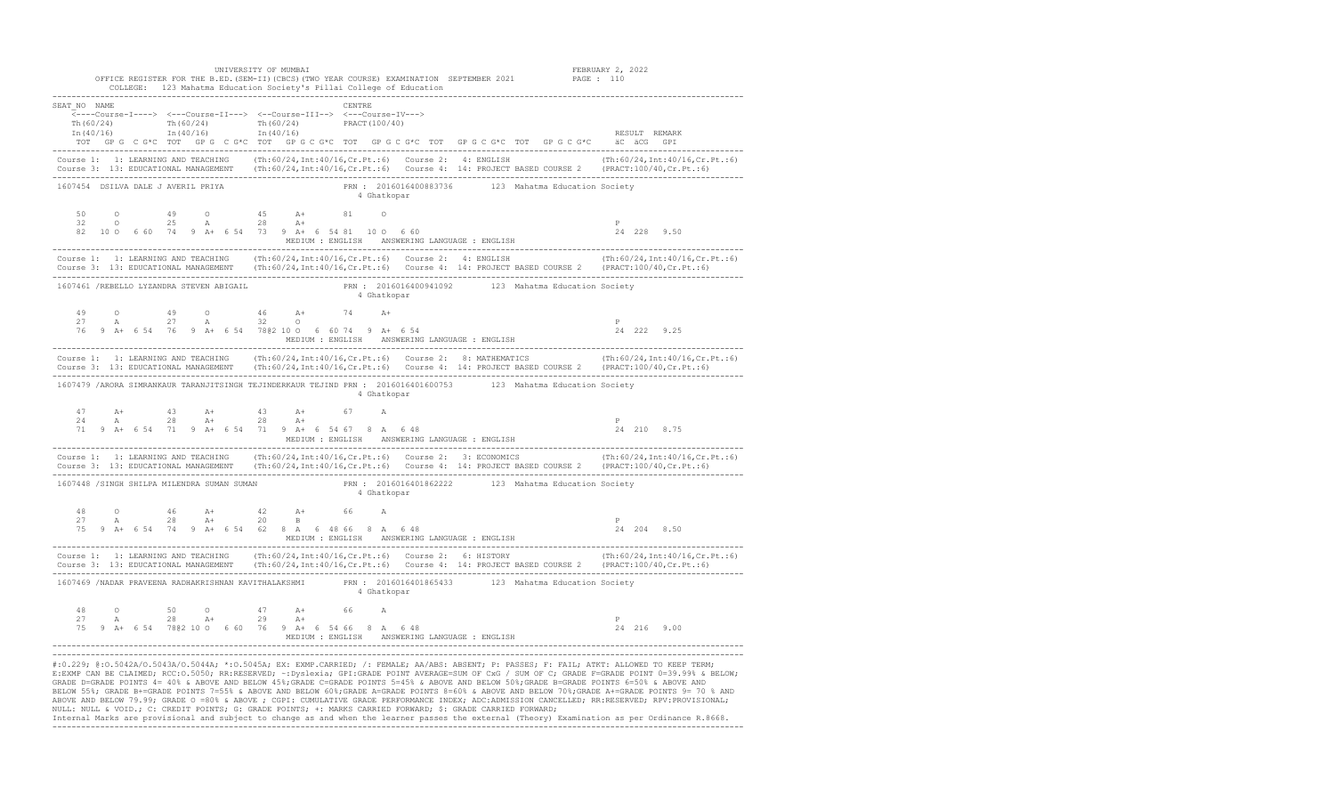UNIVERSITY OF MUMBAI

OFFICE REGISTER FOR THE B.ED.(SEM-II)(CBCS)(TWO YEAR COURSE) EXAMINATION SEPTEMBER 2021

COLLEGE: 123 Mahatma Education Society's Pillai College of Education

FEBRUARY 2, 2022

PAGE : 110

```
SEAT_NO  NAME                                                  CENTRE
   <----Course-I----> <---Course-II---> <--Course-III--> <---Course-IV--->
   Th(60/24)          Th(60/24)         Th(60/24)        PRACT(100/40)
   In(40/16)          In(40/16)         In(40/16)                                                           RESULT  REMARK
   TOT  GP G  C G*C  TOT  GP G  C G*C  TOT  GP G C G*C  TOT  GP G C G*C  TOT  GP G C G*C  TOT  GP G C G*C    ∑C  ∑CG  GPI
```

Course 1: 1: LEARNING AND TEACHING (Th:60/24,Int:40/16,Cr.Pt.:6) Course 2: 4: ENGLISH (Th:60/24,Int:40/16,Cr.Pt.:6)
Course 3: 13: EDUCATIONAL MANAGEMENT (Th:60/24,Int:40/16,Cr.Pt.:6) Course 4: 14: PROJECT BASED COURSE 2 (PRACT:100/40,Cr.Pt.:6)

1607454 DSILVA DALE J AVERIL PRIYA — PRN : 2016016400883736 — 123 Mahatma Education Society 4 Ghatkopar

```
   50    O       49    O       45    A+      81    O
   32    O       25    A       28    A+                                                                      P
   82  10 O  6 60  74  9 A+  6 54  73  9 A+  6 54 81  10 O  6 60                                           24  228  9.50
```

MEDIUM : ENGLISH ANSWERING LANGUAGE : ENGLISH

Course 1: 1: LEARNING AND TEACHING (Th:60/24,Int:40/16,Cr.Pt.:6) Course 2: 4: ENGLISH (Th:60/24,Int:40/16,Cr.Pt.:6)
Course 3: 13: EDUCATIONAL MANAGEMENT (Th:60/24,Int:40/16,Cr.Pt.:6) Course 4: 14: PROJECT BASED COURSE 2 (PRACT:100/40,Cr.Pt.:6)

1607461 /REBELLO LYZANDRA STEVEN ABIGAIL — PRN : 2016016400941092 — 123 Mahatma Education Society 4 Ghatkopar

```
   49    O       49    O       46    A+      74    A+
   27    A       27    A       32    O                                                                       P
   76  9 A+  6 54  76  9 A+  6 54  78@2 10 O  6 60 74  9 A+  6 54                                          24  222  9.25
```

MEDIUM : ENGLISH ANSWERING LANGUAGE : ENGLISH

Course 1: 1: LEARNING AND TEACHING (Th:60/24,Int:40/16,Cr.Pt.:6) Course 2: 8: MATHEMATICS (Th:60/24,Int:40/16,Cr.Pt.:6)
Course 3: 13: EDUCATIONAL MANAGEMENT (Th:60/24,Int:40/16,Cr.Pt.:6) Course 4: 14: PROJECT BASED COURSE 2 (PRACT:100/40,Cr.Pt.:6)

1607479 /ARORA SIMRANKAUR TARANJITSINGH TEJINDERKAUR TEJIND PRN : 2016016401600753 — 123 Mahatma Education Society 4 Ghatkopar

```
   47    A+      43    A+      43    A+      67    A
   24    A       28    A+      28    A+                                                                      P
   71  9 A+  6 54  71  9 A+  6 54  71  9 A+  6 54 67  8 A  6 48                                             24  210  8.75
```

MEDIUM : ENGLISH ANSWERING LANGUAGE : ENGLISH

Course 1: 1: LEARNING AND TEACHING (Th:60/24,Int:40/16,Cr.Pt.:6) Course 2: 3: ECONOMICS (Th:60/24,Int:40/16,Cr.Pt.:6)
Course 3: 13: EDUCATIONAL MANAGEMENT (Th:60/24,Int:40/16,Cr.Pt.:6) Course 4: 14: PROJECT BASED COURSE 2 (PRACT:100/40,Cr.Pt.:6)

1607448 /SINGH SHILPA MILENDRA SUMAN SUMAN — PRN : 2016016401862222 — 123 Mahatma Education Society 4 Ghatkopar

```
   48    O       46    A+      42    A+      66    A
   27    A       28    A+      20    B                                                                       P
   75  9 A+  6 54  74  9 A+  6 54  62  8 A  6 48 66  8 A  6 48                                              24  204  8.50
```

MEDIUM : ENGLISH ANSWERING LANGUAGE : ENGLISH

Course 1: 1: LEARNING AND TEACHING (Th:60/24,Int:40/16,Cr.Pt.:6) Course 2: 6: HISTORY (Th:60/24,Int:40/16,Cr.Pt.:6)
Course 3: 13: EDUCATIONAL MANAGEMENT (Th:60/24,Int:40/16,Cr.Pt.:6) Course 4: 14: PROJECT BASED COURSE 2 (PRACT:100/40,Cr.Pt.:6)

1607469 /NADAR PRAVEENA RADHAKRISHNAN KAVITHALAKSHMI — PRN : 2016016401865433 — 123 Mahatma Education Society 4 Ghatkopar

```
   48    O       50    O       47    A+      66    A
   27    A       28    A+      29    A+                                                                      P
   75  9 A+  6 54  78@2 10 O  6 60  76  9 A+  6 54 66  8 A  6 48                                          24  216  9.00
```

MEDIUM : ENGLISH ANSWERING LANGUAGE : ENGLISH

#:O.229; @:O.5042A/O.5043A/O.5044A; *:O.5045A; EX: EXMP.CARRIED; /: FEMALE; AA/ABS: ABSENT; P: PASSES; F: FAIL; ATKT: ALLOWED TO KEEP TERM; E:EXMP CAN BE CLAIMED; RCC:O.5050; RR:RESERVED; ~:Dyslexia; GPI:GRADE POINT AVERAGE=SUM OF CxG / SUM OF C; GRADE F=GRADE POINT 0=39.99% & BELOW; GRADE D=GRADE POINTS 4= 40% & ABOVE AND BELOW 45%;GRADE C=GRADE POINTS 5=45% & ABOVE AND BELOW 50%;GRADE B=GRADE POINTS 6=50% & ABOVE AND BELOW 55%; GRADE B+=GRADE POINTS 7=55% & ABOVE AND BELOW 60%;GRADE A=GRADE POINTS 8=60% & ABOVE AND BELOW 70%;GRADE A+=GRADE POINTS 9= 70 % AND ABOVE AND BELOW 79.99; GRADE O =80% & ABOVE ; CGPI: CUMULATIVE GRADE PERFORMANCE INDEX; ADC:ADMISSION CANCELLED; RR:RESERVED; RPV:PROVISIONAL; NULL: NULL & VOID.; C: CREDIT POINTS; G: GRADE POINTS; +: MARKS CARRIED FORWARD; $: GRADE CARRIED FORWARD;
Internal Marks are provisional and subject to change as and when the learner passes the external (Theory) Examination as per Ordinance R.8668.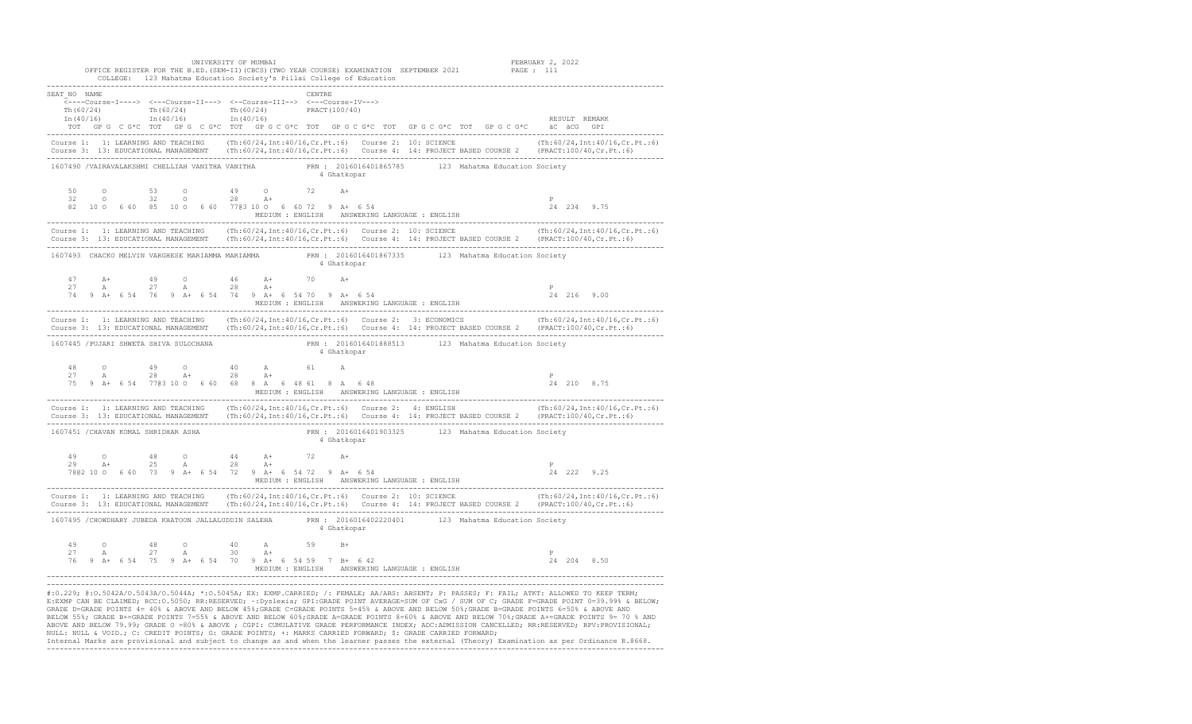UNIVERSITY OF MUMBAI

OFFICE REGISTER FOR THE B.ED.(SEM-II)(CBCS)(TWO YEAR COURSE) EXAMINATION SEPTEMBER 2021

FEBRUARY 2, 2022

COLLEGE: 123 Mahatma Education Society's Pillai College of Education

```
SEAT NO  NAME                                                          CENTRE
    <----Course-I----> <---Course-II---> <--Course-III--> <---Course-IV--->
    Th(60/24)          Th(60/24)         Th(60/24)        PRACT(100/40)
    In(40/16)          In(40/16)         In(40/16)                                                              RESULT  REMARK
    TOT  GP G  C G*C  TOT  GP G  C G*C  TOT  GP G C G*C  TOT  GP G C G*C  TOT  GP G C G*C  TOT  GP G C G*C   äC  äCG  GPI
```

```
Course 1:  1: LEARNING AND TEACHING     (Th:60/24,Int:40/16,Cr.Pt.:6)  Course 2: 10: SCIENCE                (Th:60/24,Int:40/16,Cr.Pt.:6)
Course 3: 13: EDUCATIONAL MANAGEMENT    (Th:60/24,Int:40/16,Cr.Pt.:6)  Course 4: 14: PROJECT BASED COURSE 2  (PRACT:100/40,Cr.Pt.:6)

1607490 /VAIRAVALAKSHMI CHELLIAH VANITHA VANITHA          PRN : 2016016401865785       123  Mahatma Education Society
                                                                 4 Ghatkopar

   50    O       53    O       49    O       72    A+
   32    O       32    O       28    A+                                                                      P
   82  10 O  6 60  85  10 O  6 60  77@3 10 O  6 60 72  9 A+  6 54                                           24  234  9.75
                                                  MEDIUM : ENGLISH   ANSWERING LANGUAGE : ENGLISH
```

```
Course 1:  1: LEARNING AND TEACHING     (Th:60/24,Int:40/16,Cr.Pt.:6)  Course 2: 10: SCIENCE                (Th:60/24,Int:40/16,Cr.Pt.:6)
Course 3: 13: EDUCATIONAL MANAGEMENT    (Th:60/24,Int:40/16,Cr.Pt.:6)  Course 4: 14: PROJECT BASED COURSE 2  (PRACT:100/40,Cr.Pt.:6)

1607493  CHACKO MELVIN VARGHESE MARIAMMA MARIAMMA          PRN : 2016016401867335       123  Mahatma Education Society
                                                                 4 Ghatkopar

   47    A+      49    O       46    A+      70    A+
   27    A       27    A       28    A+                                                                      P
   74   9 A+  6 54  76   9 A+  6 54  74   9 A+  6 54 70  9 A+  6 54                                          24  216  9.00
                                                  MEDIUM : ENGLISH   ANSWERING LANGUAGE : ENGLISH
```

```
Course 1:  1: LEARNING AND TEACHING     (Th:60/24,Int:40/16,Cr.Pt.:6)  Course 2:  3: ECONOMICS              (Th:60/24,Int:40/16,Cr.Pt.:6)
Course 3: 13: EDUCATIONAL MANAGEMENT    (Th:60/24,Int:40/16,Cr.Pt.:6)  Course 4: 14: PROJECT BASED COURSE 2  (PRACT:100/40,Cr.Pt.:6)

1607445 /PUJARI SHWETA SHIVA SULOCHANA                      PRN : 2016016401888513       123  Mahatma Education Society
                                                                 4 Ghatkopar

   48    O       49    O       40    A       61    A
   27    A       28    A+      28    A+                                                                      P
   75   9 A+  6 54  77@3 10 O  6 60  68   8 A  6 48 61  8 A  6 48                                            24  210  8.75
                                                  MEDIUM : ENGLISH   ANSWERING LANGUAGE : ENGLISH
```

```
Course 1:  1: LEARNING AND TEACHING     (Th:60/24,Int:40/16,Cr.Pt.:6)  Course 2:  4: ENGLISH                (Th:60/24,Int:40/16,Cr.Pt.:6)
Course 3: 13: EDUCATIONAL MANAGEMENT    (Th:60/24,Int:40/16,Cr.Pt.:6)  Course 4: 14: PROJECT BASED COURSE 2  (PRACT:100/40,Cr.Pt.:6)

1607451 /CHAVAN KOMAL SHRIDHAR ASHA                         PRN : 2016016401903325       123  Mahatma Education Society
                                                                 4 Ghatkopar

   49    O       48    O       44    A+      72    A+
   29    A+      25    A       28    A+                                                                      P
   78@2 10 O  6 60  73   9 A+  6 54  72   9 A+  6 54 72  9 A+  6 54                                          24  222  9.25
                                                  MEDIUM : ENGLISH   ANSWERING LANGUAGE : ENGLISH
```

```
Course 1:  1: LEARNING AND TEACHING     (Th:60/24,Int:40/16,Cr.Pt.:6)  Course 2: 10: SCIENCE                (Th:60/24,Int:40/16,Cr.Pt.:6)
Course 3: 13: EDUCATIONAL MANAGEMENT    (Th:60/24,Int:40/16,Cr.Pt.:6)  Course 4: 14: PROJECT BASED COURSE 2  (PRACT:100/40,Cr.Pt.:6)

1607495 /CHOWDHARY JUBEDA KHATOON JALLALUDDIN SALEHA        PRN : 2016016402220401       123  Mahatma Education Society
                                                                 4 Ghatkopar

   49    O       48    O       40    A       59    B+
   27    A       27    A       30    A+                                                                      P
   76   9 A+  6 54  75   9 A+  6 54  70   9 A+  6 54 59  7 B+  6 42                                          24  204  8.50
                                                  MEDIUM : ENGLISH   ANSWERING LANGUAGE : ENGLISH
```

#:0.229; @:O.5042A/O.5043A/O.5044A; *:O.5045A; EX: EXMP.CARRIED; /: FEMALE; AA/ABS: ABSENT; P: PASSES; F: FAIL; ATKT: ALLOWED TO KEEP TERM; E:EXMP CAN BE CLAIMED; RCC:O.5050; RR:RESERVED; ~:Dyslexia; GPI:GRADE POINT AVERAGE=SUM OF CxG / SUM OF C; GRADE F=GRADE POINT 0=39.99% & BELOW; GRADE D=GRADE POINTS 4= 40% & ABOVE AND BELOW 45%;GRADE C=GRADE POINTS 5=45% & ABOVE AND BELOW 50%;GRADE B=GRADE POINTS 6=50% & ABOVE AND BELOW 55%; GRADE B+=GRADE POINTS 7=55% & ABOVE AND BELOW 60%;GRADE A=GRADE POINTS 8=60% & ABOVE AND BELOW 70%;GRADE A+=GRADE POINTS 9= 70 % AND ABOVE AND BELOW 79.99; GRADE O =80% & ABOVE ; CGPI: CUMULATIVE GRADE PERFORMANCE INDEX; ADC:ADMISSION CANCELLED; RR:RESERVED; RPV:PROVISIONAL; NULL: NULL & VOID.; C: CREDIT POINTS; G: GRADE POINTS; +: MARKS CARRIED FORWARD; $: GRADE CARRIED FORWARD;
Internal Marks are provisional and subject to change as and when the learner passes the external (Theory) Examination as per Ordinance R.8668.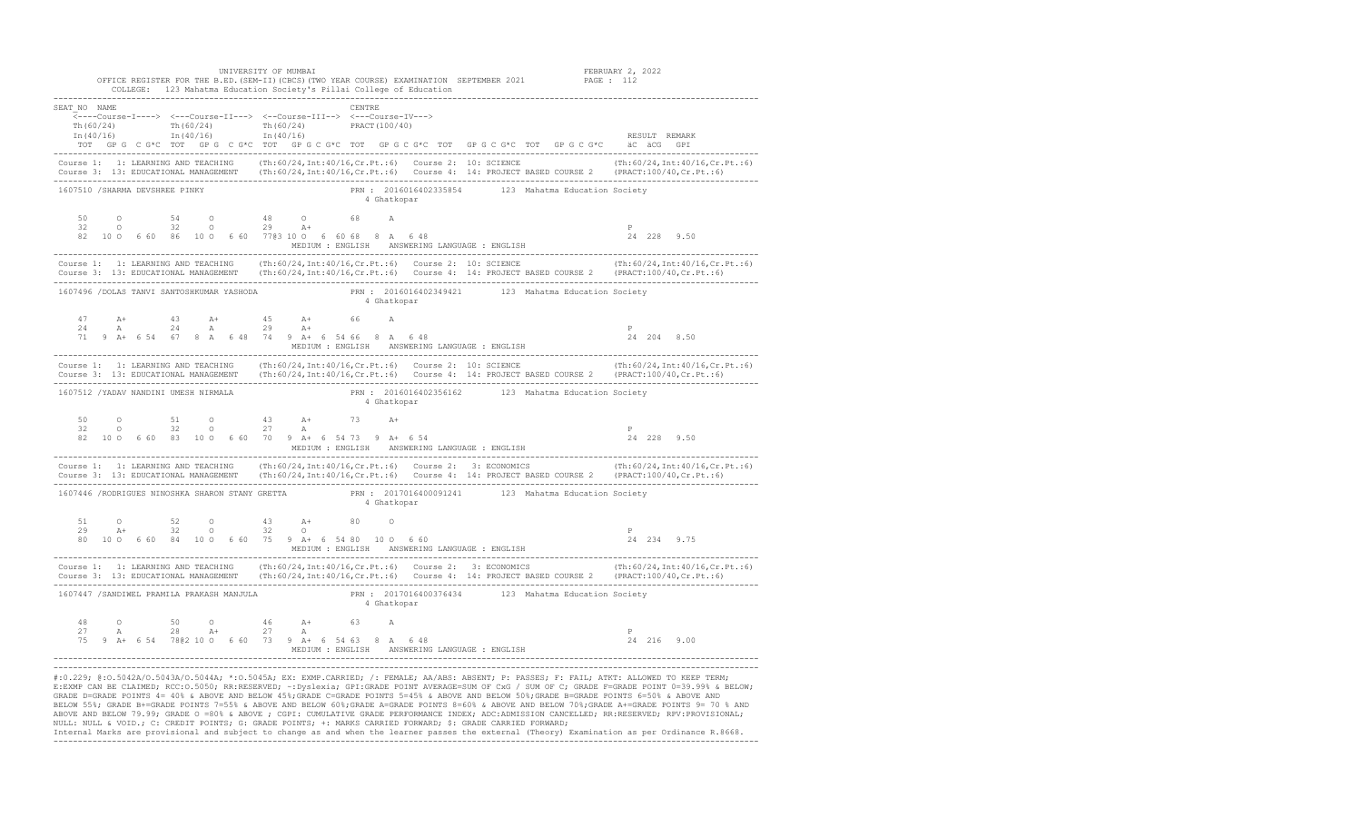UNIVERSITY OF MUMBAI

OFFICE REGISTER FOR THE B.ED.(SEM-II)(CBCS)(TWO YEAR COURSE) EXAMINATION SEPTEMBER 2021

COLLEGE: 123 Mahatma Education Society's Pillai College of Education

FEBRUARY 2, 2022

```
SEAT_NO  NAME                                                CENTRE
   <----Course-I----> <---Course-II---> <--Course-III--> <---Course-IV--->
   Th(60/24)          Th(60/24)         Th(60/24)        PRACT(100/40)
   In(40/16)          In(40/16)         In(40/16)                                                          RESULT  REMARK
   TOT  GP G  C G*C  TOT  GP G  C G*C  TOT  GP G C G*C  TOT  GP G C G*C  TOT  GP G C G*C  TOT  GP G C G*C   äC  äCG  GPI
--------------------------------------------------------------------------------------------------------------------------------
Course 1:  1: LEARNING AND TEACHING    (Th:60/24,Int:40/16,Cr.Pt.:6)  Course 2:  10: SCIENCE                  (Th:60/24,Int:40/16,Cr.Pt.:6)
Course 3:  13: EDUCATIONAL MANAGEMENT  (Th:60/24,Int:40/16,Cr.Pt.:6)  Course 4:  14: PROJECT BASED COURSE 2    (PRACT:100/40,Cr.Pt.:6)
--------------------------------------------------------------------------------------------------------------------------------
1607510 /SHARMA DEVSHREE PINKY                          PRN : 2016016402335854       123  Mahatma Education Society
                                                             4 Ghatkopar

    50     O        54     O        48     O        68     A
    32     O        32     O        29     A+                                                                   P
    82  10 O   6 60  86  10 O   6 60  77@3 10 O  6 60 68  8 A  6 48                                               24  228  9.50
                                                  MEDIUM : ENGLISH    ANSWERING LANGUAGE : ENGLISH
--------------------------------------------------------------------------------------------------------------------------------
Course 1:  1: LEARNING AND TEACHING    (Th:60/24,Int:40/16,Cr.Pt.:6)  Course 2:  10: SCIENCE                  (Th:60/24,Int:40/16,Cr.Pt.:6)
Course 3:  13: EDUCATIONAL MANAGEMENT  (Th:60/24,Int:40/16,Cr.Pt.:6)  Course 4:  14: PROJECT BASED COURSE 2    (PRACT:100/40,Cr.Pt.:6)
--------------------------------------------------------------------------------------------------------------------------------
1607496 /DOLAS TANVI SANTOSHKUMAR YASHODA               PRN : 2016016402349421       123  Mahatma Education Society
                                                             4 Ghatkopar

    47     A+       43     A+       45     A+       66     A
    24     A        24     A        29     A+                                                                   P
    71   9 A+  6 54  67   8 A   6 48  74   9 A+  6 54 66  8 A  6 48                                                24  204  8.50
                                                  MEDIUM : ENGLISH    ANSWERING LANGUAGE : ENGLISH
--------------------------------------------------------------------------------------------------------------------------------
Course 1:  1: LEARNING AND TEACHING    (Th:60/24,Int:40/16,Cr.Pt.:6)  Course 2:  10: SCIENCE                  (Th:60/24,Int:40/16,Cr.Pt.:6)
Course 3:  13: EDUCATIONAL MANAGEMENT  (Th:60/24,Int:40/16,Cr.Pt.:6)  Course 4:  14: PROJECT BASED COURSE 2    (PRACT:100/40,Cr.Pt.:6)
--------------------------------------------------------------------------------------------------------------------------------
1607512 /YADAV NANDINI UMESH NIRMALA                    PRN : 2016016402356162       123  Mahatma Education Society
                                                             4 Ghatkopar

    50     O        51     O        43     A+       73     A+
    32     O        32     O        27     A                                                                    P
    82  10 O   6 60  83  10 O   6 60  70   9 A+  6 54 73  9 A+  6 54                                               24  228  9.50
                                                  MEDIUM : ENGLISH    ANSWERING LANGUAGE : ENGLISH
--------------------------------------------------------------------------------------------------------------------------------
Course 1:  1: LEARNING AND TEACHING    (Th:60/24,Int:40/16,Cr.Pt.:6)  Course 2:  3: ECONOMICS                 (Th:60/24,Int:40/16,Cr.Pt.:6)
Course 3:  13: EDUCATIONAL MANAGEMENT  (Th:60/24,Int:40/16,Cr.Pt.:6)  Course 4:  14: PROJECT BASED COURSE 2    (PRACT:100/40,Cr.Pt.:6)
--------------------------------------------------------------------------------------------------------------------------------
1607446 /RODRIGUES NINOSHKA SHARON STANY GRETTA         PRN : 2017016400091241       123  Mahatma Education Society
                                                             4 Ghatkopar

    51     O        52     O        43     A+       80     O
    29     A+       32     O        32     O                                                                    P
    80  10 O   6 60  84  10 O   6 60  75   9 A+  6 54 80 10 O  6 60                                                24  234  9.75
                                                  MEDIUM : ENGLISH    ANSWERING LANGUAGE : ENGLISH
--------------------------------------------------------------------------------------------------------------------------------
Course 1:  1: LEARNING AND TEACHING    (Th:60/24,Int:40/16,Cr.Pt.:6)  Course 2:  3: ECONOMICS                 (Th:60/24,Int:40/16,Cr.Pt.:6)
Course 3:  13: EDUCATIONAL MANAGEMENT  (Th:60/24,Int:40/16,Cr.Pt.:6)  Course 4:  14: PROJECT BASED COURSE 2    (PRACT:100/40,Cr.Pt.:6)
--------------------------------------------------------------------------------------------------------------------------------
1607447 /SANDIWEL PRAMILA PRAKASH MANJULA               PRN : 2017016400376434       123  Mahatma Education Society
                                                             4 Ghatkopar

    48     O        50     O        46     A+       63     A
    27     A        28     A+       27     A                                                                    P
    75   9 A+  6 54  78@2 10 O  6 60  73   9 A+  6 54 63  8 A  6 48                                                24  216  9.00
                                                  MEDIUM : ENGLISH    ANSWERING LANGUAGE : ENGLISH
--------------------------------------------------------------------------------------------------------------------------------
```

#:O.229; @:O.5042A/O.5043A/O.5044A; *:O.5045A; EX: EXMP.CARRIED; /: FEMALE; AA/ABS: ABSENT; P: PASSES; F: FAIL; ATKT: ALLOWED TO KEEP TERM; E:EXMP CAN BE CLAIMED; RCC:O.5050; RR:RESERVED; ~:Dyslexia; GPI:GRADE POINT AVERAGE=SUM OF CxG / SUM OF C; GRADE F=GRADE POINT 0=39.99% & BELOW; GRADE D=GRADE POINTS 4= 40% & ABOVE AND BELOW 45%;GRADE C=GRADE POINTS 5=45% & ABOVE AND BELOW 50%;GRADE B=GRADE POINTS 6=50% & ABOVE AND BELOW 55%; GRADE B+=GRADE POINTS 7=55% & ABOVE AND BELOW 60%;GRADE A=GRADE POINTS 8=60% & ABOVE AND BELOW 70%;GRADE A+=GRADE POINTS 9= 70 % AND ABOVE AND BELOW 79.99; GRADE O =80% & ABOVE ; CGPI: CUMULATIVE GRADE PERFORMANCE INDEX; ADC:ADMISSION CANCELLED; RR:RESERVED; RPV:PROVISIONAL; NULL: NULL & VOID.; C: CREDIT POINTS; G: GRADE POINTS; +: MARKS CARRIED FORWARD; $: GRADE CARRIED FORWARD;
Internal Marks are provisional and subject to change as and when the learner passes the external (Theory) Examination as per Ordinance R.8668.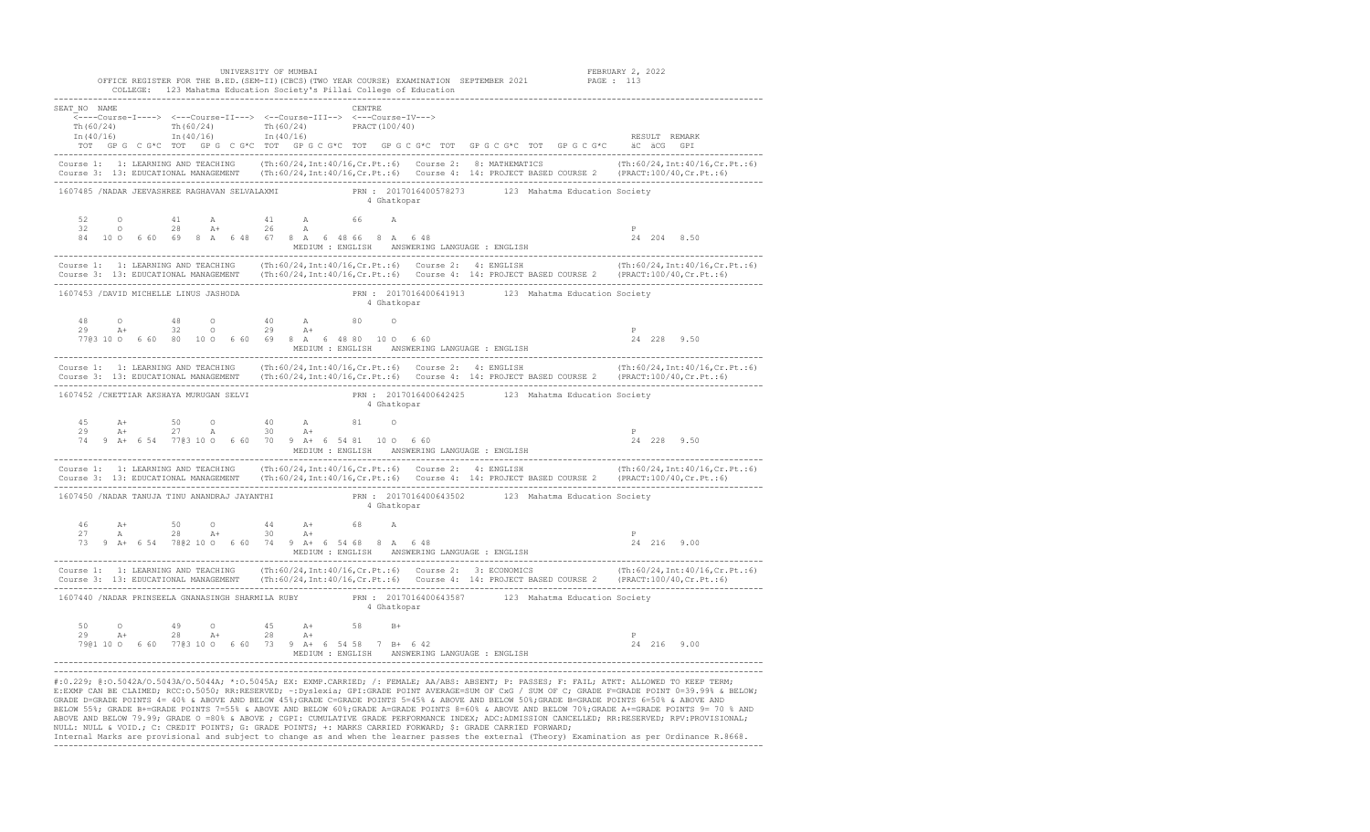UNIVERSITY OF MUMBAI

FEBRUARY 2, 2022

OFFICE REGISTER FOR THE B.ED.(SEM-II)(CBCS)(TWO YEAR COURSE) EXAMINATION SEPTEMBER 2021

COLLEGE: 123 Mahatma Education Society's Pillai College of Education

```
SEAT_NO  NAME                                                         CENTRE
   <----Course-I----> <---Course-II---> <--Course-III--> <---Course-IV--->
   Th(60/24)          Th(60/24)          Th(60/24)         PRACT(100/40)
   In(40/16)          In(40/16)          In(40/16)                                                              RESULT  REMARK
   TOT  GP G  C G*C  TOT  GP G  C G*C  TOT  GP G C G*C  TOT  GP G C G*C  TOT  GP G C G*C  TOT  GP G C G*C    äC  äCG  GPI
```

```
Course 1:  1: LEARNING AND TEACHING    (Th:60/24,Int:40/16,Cr.Pt.:6)   Course 2:  8: MATHEMATICS               (Th:60/24,Int:40/16,Cr.Pt.:6)
Course 3: 13: EDUCATIONAL MANAGEMENT   (Th:60/24,Int:40/16,Cr.Pt.:6)   Course 4: 14: PROJECT BASED COURSE 2    (PRACT:100/40,Cr.Pt.:6)

1607485 /NADAR JEEVASHREE RAGHAVAN SELVALAXMI            PRN : 2017016400578273      123  Mahatma Education Society
                                                               4 Ghatkopar

    52     O        41     A         41     A         66     A
    32     O        28     A+        26     A                                                                P
    84  10 O   6 60   69   8  A   6 48   67   8  A   6 48 66   8  A   6 48                                     24  204  8.50
                                                 MEDIUM : ENGLISH    ANSWERING LANGUAGE : ENGLISH
```

```
Course 1:  1: LEARNING AND TEACHING    (Th:60/24,Int:40/16,Cr.Pt.:6)   Course 2:  4: ENGLISH                   (Th:60/24,Int:40/16,Cr.Pt.:6)
Course 3: 13: EDUCATIONAL MANAGEMENT   (Th:60/24,Int:40/16,Cr.Pt.:6)   Course 4: 14: PROJECT BASED COURSE 2    (PRACT:100/40,Cr.Pt.:6)

1607453 /DAVID MICHELLE LINUS JASHODA                    PRN : 2017016400641913      123  Mahatma Education Society
                                                               4 Ghatkopar

    48     O        48     O         40     A         80     O
    29     A+       32     O         29     A+                                                               P
    77@3 10 O   6 60   80  10 O   6 60   69   8  A   6 48 80  10 O   6 60                                     24  228  9.50
                                                 MEDIUM : ENGLISH    ANSWERING LANGUAGE : ENGLISH
```

```
Course 1:  1: LEARNING AND TEACHING    (Th:60/24,Int:40/16,Cr.Pt.:6)   Course 2:  4: ENGLISH                   (Th:60/24,Int:40/16,Cr.Pt.:6)
Course 3: 13: EDUCATIONAL MANAGEMENT   (Th:60/24,Int:40/16,Cr.Pt.:6)   Course 4: 14: PROJECT BASED COURSE 2    (PRACT:100/40,Cr.Pt.:6)

1607452 /CHETTIAR AKSHAYA MURUGAN SELVI                  PRN : 2017016400642425      123  Mahatma Education Society
                                                               4 Ghatkopar

    45     A+       50     O         40     A         81     O
    29     A+       27     A         30     A+                                                               P
    74   9 A+  6 54   77@3 10 O   6 60   70   9  A+  6 54 81  10 O   6 60                                     24  228  9.50
                                                 MEDIUM : ENGLISH    ANSWERING LANGUAGE : ENGLISH
```

```
Course 1:  1: LEARNING AND TEACHING    (Th:60/24,Int:40/16,Cr.Pt.:6)   Course 2:  4: ENGLISH                   (Th:60/24,Int:40/16,Cr.Pt.:6)
Course 3: 13: EDUCATIONAL MANAGEMENT   (Th:60/24,Int:40/16,Cr.Pt.:6)   Course 4: 14: PROJECT BASED COURSE 2    (PRACT:100/40,Cr.Pt.:6)

1607450 /NADAR TANUJA TINU ANANDRAJ JAYANTHI             PRN : 2017016400643502      123  Mahatma Education Society
                                                               4 Ghatkopar

    46     A+       50     O         44     A+        68     A
    27     A        28     A+        30     A+                                                               P
    73   9 A+  6 54   78@2 10 O   6 60   74   9  A+  6 54 68   8  A   6 48                                     24  216  9.00
                                                 MEDIUM : ENGLISH    ANSWERING LANGUAGE : ENGLISH
```

```
Course 1:  1: LEARNING AND TEACHING    (Th:60/24,Int:40/16,Cr.Pt.:6)   Course 2:  3: ECONOMICS                 (Th:60/24,Int:40/16,Cr.Pt.:6)
Course 3: 13: EDUCATIONAL MANAGEMENT   (Th:60/24,Int:40/16,Cr.Pt.:6)   Course 4: 14: PROJECT BASED COURSE 2    (PRACT:100/40,Cr.Pt.:6)

1607440 /NADAR PRINSEELA GNANASINGH SHARMILA RUBY        PRN : 2017016400643587      123  Mahatma Education Society
                                                               4 Ghatkopar

    50     O        49     O         45     A+        58     B+
    29     A+       28     A+        28     A+                                                               P
    79@1 10 O   6 60   77@3 10 O   6 60   73   9  A+  6 54 58   7  B+  6 42                                     24  216  9.00
                                                 MEDIUM : ENGLISH    ANSWERING LANGUAGE : ENGLISH
```

#:O.229; @:O.5042A/O.5043A/O.5044A; *:O.5045A; EX: EXMP.CARRIED; /: FEMALE; AA/ABS: ABSENT; P: PASSES; F: FAIL; ATKT: ALLOWED TO KEEP TERM; E:EXMP CAN BE CLAIMED; RCC:O.5050; RR:RESERVED; ~:Dyslexia; GPI:GRADE POINT AVERAGE=SUM OF CxG / SUM OF C; GRADE F=GRADE POINT 0=39.99% & BELOW; GRADE D=GRADE POINTS 4= 40% & ABOVE AND BELOW 45%;GRADE C=GRADE POINTS 5=45% & ABOVE AND BELOW 50%;GRADE B=GRADE POINTS 6=50% & ABOVE AND BELOW 55%; GRADE B+=GRADE POINTS 7=55% & ABOVE AND BELOW 60%;GRADE A=GRADE POINTS 8=60% & ABOVE AND BELOW 70%;GRADE A+=GRADE POINTS 9= 70 % AND ABOVE AND BELOW 79.99; GRADE O =80% & ABOVE ; CGPI: CUMULATIVE GRADE PERFORMANCE INDEX; ADC:ADMISSION CANCELLED; RR:RESERVED; RPV:PROVISIONAL; NULL: NULL & VOID.; C: CREDIT POINTS; G: GRADE POINTS; +: MARKS CARRIED FORWARD; $: GRADE CARRIED FORWARD;
Internal Marks are provisional and subject to change as and when the learner passes the external (Theory) Examination as per Ordinance R.8668.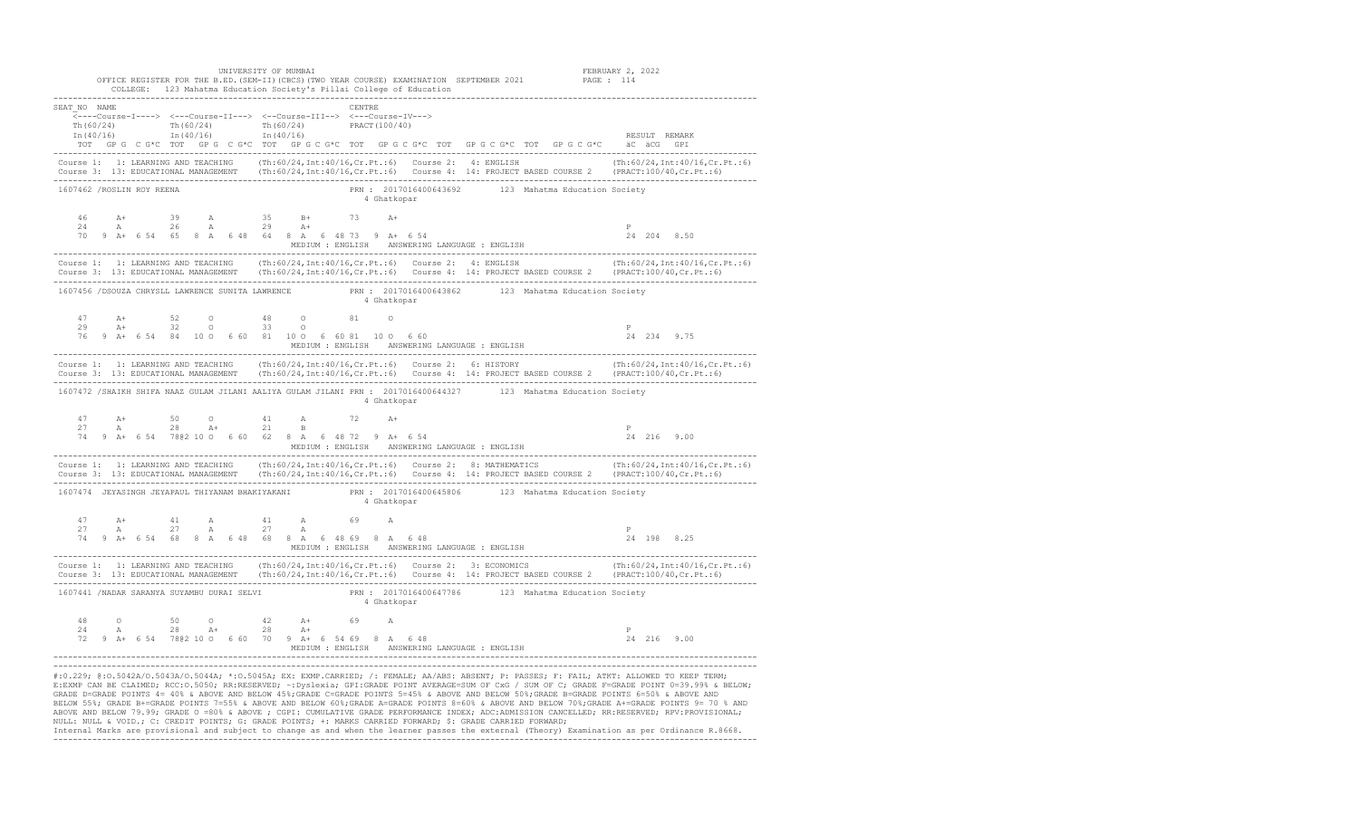UNIVERSITY OF MUMBAI

OFFICE REGISTER FOR THE B.ED.(SEM-II)(CBCS)(TWO YEAR COURSE) EXAMINATION SEPTEMBER 2021

COLLEGE: 123 Mahatma Education Society's Pillai College of Education

FEBRUARY 2, 2022

PAGE : 114

```
SEAT_NO  NAME                                                    CENTRE
  <----Course-I----> <---Course-II---> <--Course-III--> <---Course-IV--->
  Th(60/24)          Th(60/24)         Th(60/24)        PRACT(100/40)
  In(40/16)          In(40/16)         In(40/16)                                                       RESULT  REMARK
  TOT  GP G  C G*C  TOT  GP G  C G*C  TOT  GP G C G*C  TOT  GP G C G*C  TOT  GP G C G*C  TOT  GP G C G*C    äC  äCG  GPI
---------------------------------------------------------------------------------------------------------------------------
Course 1:  1: LEARNING AND TEACHING    (Th:60/24,Int:40/16,Cr.Pt.:6)   Course 2:  4: ENGLISH                    (Th:60/24,Int:40/16,Cr.Pt.:6)
Course 3: 13: EDUCATIONAL MANAGEMENT   (Th:60/24,Int:40/16,Cr.Pt.:6)   Course 4: 14: PROJECT BASED COURSE 2     (PRACT:100/40,Cr.Pt.:6)
---------------------------------------------------------------------------------------------------------------------------
1607462 /ROSLIN ROY REENA                                   PRN : 2017016400643692      123  Mahatma Education Society
                                                                4 Ghatkopar

   46     A+      39     A       35     B+      73     A+
   24     A       26     A       29     A+                                                                  P
   70  9  A+  6 54   65  8  A  6 48   64  8  A  6 48  73  9  A+  6 54                                        24  204  8.50
                                                  MEDIUM : ENGLISH    ANSWERING LANGUAGE : ENGLISH
---------------------------------------------------------------------------------------------------------------------------
Course 1:  1: LEARNING AND TEACHING    (Th:60/24,Int:40/16,Cr.Pt.:6)   Course 2:  4: ENGLISH                    (Th:60/24,Int:40/16,Cr.Pt.:6)
Course 3: 13: EDUCATIONAL MANAGEMENT   (Th:60/24,Int:40/16,Cr.Pt.:6)   Course 4: 14: PROJECT BASED COURSE 2     (PRACT:100/40,Cr.Pt.:6)
---------------------------------------------------------------------------------------------------------------------------
1607456 /DSOUZA CHRYSLL LAWRENCE SUNITA LAWRENCE            PRN : 2017016400643862      123  Mahatma Education Society
                                                                4 Ghatkopar

   47     A+      52     O       48     O       81     O
   29     A+      32     O       33     O                                                                   P
   76  9  A+  6 54   84  10 O  6 60   81  10 O  6 60  81  10 O  6 60                                        24  234  9.75
                                                  MEDIUM : ENGLISH    ANSWERING LANGUAGE : ENGLISH
---------------------------------------------------------------------------------------------------------------------------
Course 1:  1: LEARNING AND TEACHING    (Th:60/24,Int:40/16,Cr.Pt.:6)   Course 2:  6: HISTORY                    (Th:60/24,Int:40/16,Cr.Pt.:6)
Course 3: 13: EDUCATIONAL MANAGEMENT   (Th:60/24,Int:40/16,Cr.Pt.:6)   Course 4: 14: PROJECT BASED COURSE 2     (PRACT:100/40,Cr.Pt.:6)
---------------------------------------------------------------------------------------------------------------------------
1607472 /SHAIKH SHIFA NAAZ GULAM JILANI AALIYA GULAM JILANI PRN : 2017016400644327      123  Mahatma Education Society
                                                                4 Ghatkopar

   47     A+      50     O       41     A       72     A+
   27     A       28     A+      21     B                                                                   P
   74  9  A+  6 54   78@2 10 O  6 60   62  8  A  6 48  72  9  A+  6 54                                      24  216  9.00
                                                  MEDIUM : ENGLISH    ANSWERING LANGUAGE : ENGLISH
---------------------------------------------------------------------------------------------------------------------------
Course 1:  1: LEARNING AND TEACHING    (Th:60/24,Int:40/16,Cr.Pt.:6)   Course 2:  8: MATHEMATICS                (Th:60/24,Int:40/16,Cr.Pt.:6)
Course 3: 13: EDUCATIONAL MANAGEMENT   (Th:60/24,Int:40/16,Cr.Pt.:6)   Course 4: 14: PROJECT BASED COURSE 2     (PRACT:100/40,Cr.Pt.:6)
---------------------------------------------------------------------------------------------------------------------------
1607474  JEYASINGH JEYAPAUL THIYANAM BHAKIYAKANI            PRN : 2017016400645806      123  Mahatma Education Society
                                                                4 Ghatkopar

   47     A+      41     A       41     A       69     A
   27     A       27     A       27     A                                                                   P
   74  9  A+  6 54   68  8  A  6 48   68  8  A  6 48  69  8  A  6 48                                        24  198  8.25
                                                  MEDIUM : ENGLISH    ANSWERING LANGUAGE : ENGLISH
---------------------------------------------------------------------------------------------------------------------------
Course 1:  1: LEARNING AND TEACHING    (Th:60/24,Int:40/16,Cr.Pt.:6)   Course 2:  3: ECONOMICS                  (Th:60/24,Int:40/16,Cr.Pt.:6)
Course 3: 13: EDUCATIONAL MANAGEMENT   (Th:60/24,Int:40/16,Cr.Pt.:6)   Course 4: 14: PROJECT BASED COURSE 2     (PRACT:100/40,Cr.Pt.:6)
---------------------------------------------------------------------------------------------------------------------------
1607441 /NADAR SARANYA SUYAMBU DURAI SELVI                  PRN : 2017016400647786      123  Mahatma Education Society
                                                                4 Ghatkopar

   48     O       50     O       42     A+      69     A
   24     A       28     A+      28     A+                                                                  P
   72  9  A+  6 54   78@2 10 O  6 60   70  9  A+  6 54  69  8  A  6 48                                      24  216  9.00
                                                  MEDIUM : ENGLISH    ANSWERING LANGUAGE : ENGLISH
---------------------------------------------------------------------------------------------------------------------------
```

#:O.229; @:O.5042A/O.5043A/O.5044A; *:O.5045A; EX: EXMP.CARRIED; /: FEMALE; AA/ABS: ABSENT; P: PASSES; F: FAIL; ATKT: ALLOWED TO KEEP TERM; E:EXMP CAN BE CLAIMED; RCC:O.5050; RR:RESERVED; ~:Dyslexia; GPI:GRADE POINT AVERAGE=SUM OF CxG / SUM OF C; GRADE F=GRADE POINT 0=39.99% & BELOW; GRADE D=GRADE POINTS 4= 40% & ABOVE AND BELOW 45%;GRADE C=GRADE POINTS 5=45% & ABOVE AND BELOW 50%;GRADE B=GRADE POINTS 6=50% & ABOVE AND BELOW 55%; GRADE B+=GRADE POINTS 7=55% & ABOVE AND BELOW 60%;GRADE A=GRADE POINTS 8=60% & ABOVE AND BELOW 70%;GRADE A+=GRADE POINTS 9= 70 % AND ABOVE AND BELOW 79.99; GRADE O =80% & ABOVE ; CGPI: CUMULATIVE GRADE PERFORMANCE INDEX; ADC:ADMISSION CANCELLED; RR:RESERVED; RPV:PROVISIONAL; NULL: NULL & VOID.; C: CREDIT POINTS; G: GRADE POINTS; +: MARKS CARRIED FORWARD; $: GRADE CARRIED FORWARD;

Internal Marks are provisional and subject to change as and when the learner passes the external (Theory) Examination as per Ordinance R.8668.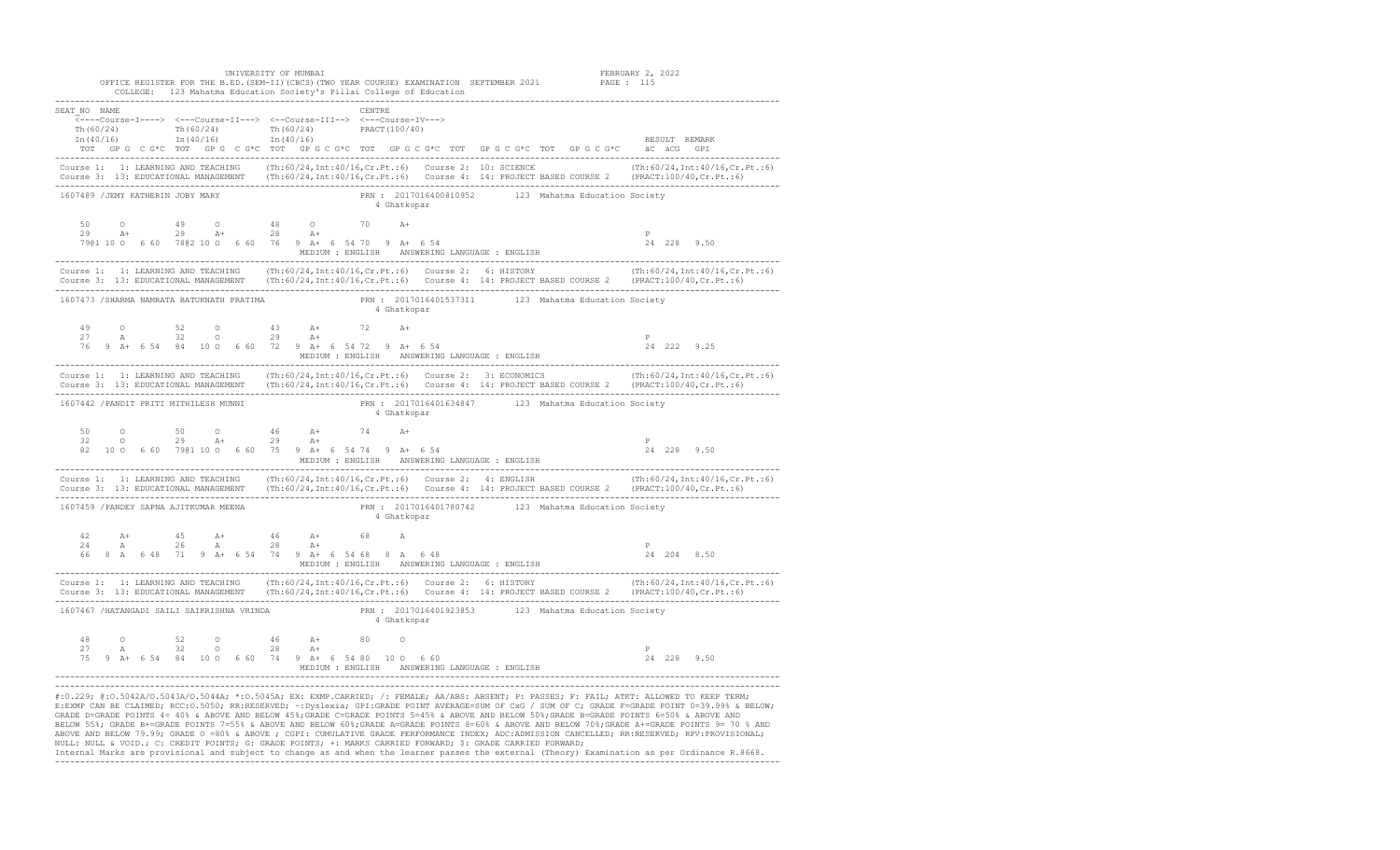UNIVERSITY OF MUMBAI

OFFICE REGISTER FOR THE B.ED.(SEM-II)(CBCS)(TWO YEAR COURSE) EXAMINATION SEPTEMBER 2021

FEBRUARY 2, 2022

PAGE : 115

COLLEGE: 123 Mahatma Education Society's Pillai College of Education

```
SEAT_NO  NAME                                                    CENTRE
   <----Course-I----> <---Course-II---> <--Course-III--> <---Course-IV--->
   Th(60/24)          Th(60/24)         Th(60/24)        PRACT(100/40)
   In(40/16)          In(40/16)         In(40/16)                                                          RESULT  REMARK
   TOT  GP G  C G*C  TOT  GP G  C G*C  TOT  GP G C G*C  TOT  GP G C G*C  TOT  GP G C G*C  TOT  GP G C G*C    äC  äCG  GPI
-----------------------------------------------------------------------------------------------------------------------------
Course 1:  1: LEARNING AND TEACHING    (Th:60/24,Int:40/16,Cr.Pt.:6)  Course 2:  10: SCIENCE                  (Th:60/24,Int:40/16,Cr.Pt.:6)
Course 3:  13: EDUCATIONAL MANAGEMENT  (Th:60/24,Int:40/16,Cr.Pt.:6)  Course 4:  14: PROJECT BASED COURSE 2   (PRACT:100/40,Cr.Pt.:6)
-----------------------------------------------------------------------------------------------------------------------------
1607489 /JEMY KATHERIN JOBY MARY                       PRN : 2017016400810952      123  Mahatma Education Society
                                                         4 Ghatkopar

    50     O        49     O        48     O        70     A+
    29     A+       29     A+       28     A+                                                              P
    79@1 10 O  6 60  78@2 10 O  6 60  76  9 A+ 6 54 70  9 A+ 6 54                                          24  228  9.50
                                                    MEDIUM : ENGLISH    ANSWERING LANGUAGE : ENGLISH
-----------------------------------------------------------------------------------------------------------------------------
Course 1:  1: LEARNING AND TEACHING    (Th:60/24,Int:40/16,Cr.Pt.:6)  Course 2:  6: HISTORY                   (Th:60/24,Int:40/16,Cr.Pt.:6)
Course 3:  13: EDUCATIONAL MANAGEMENT  (Th:60/24,Int:40/16,Cr.Pt.:6)  Course 4:  14: PROJECT BASED COURSE 2   (PRACT:100/40,Cr.Pt.:6)
-----------------------------------------------------------------------------------------------------------------------------
1607473 /SHARMA NAMRATA BATUKNATH PRATIMA              PRN : 2017016401537311      123  Mahatma Education Society
                                                         4 Ghatkopar

    49     O        52     O        43     A+       72     A+
    27     A        32     O        29     A+                                                              P
    76   9 A+  6 54  84  10 O  6 60  72  9 A+ 6 54 72  9 A+ 6 54                                           24  222  9.25
                                                    MEDIUM : ENGLISH    ANSWERING LANGUAGE : ENGLISH
-----------------------------------------------------------------------------------------------------------------------------
Course 1:  1: LEARNING AND TEACHING    (Th:60/24,Int:40/16,Cr.Pt.:6)  Course 2:  3: ECONOMICS                 (Th:60/24,Int:40/16,Cr.Pt.:6)
Course 3:  13: EDUCATIONAL MANAGEMENT  (Th:60/24,Int:40/16,Cr.Pt.:6)  Course 4:  14: PROJECT BASED COURSE 2   (PRACT:100/40,Cr.Pt.:6)
-----------------------------------------------------------------------------------------------------------------------------
1607442 /PANDIT PRITI MITHILESH MUNNI                  PRN : 2017016401634847      123  Mahatma Education Society
                                                         4 Ghatkopar

    50     O        50     O        46     A+       74     A+
    32     O        29     A+       29     A+                                                              P
    82  10 O  6 60  79@1 10 O  6 60  75  9 A+ 6 54 74  9 A+ 6 54                                           24  228  9.50
                                                    MEDIUM : ENGLISH    ANSWERING LANGUAGE : ENGLISH
-----------------------------------------------------------------------------------------------------------------------------
Course 1:  1: LEARNING AND TEACHING    (Th:60/24,Int:40/16,Cr.Pt.:6)  Course 2:  4: ENGLISH                   (Th:60/24,Int:40/16,Cr.Pt.:6)
Course 3:  13: EDUCATIONAL MANAGEMENT  (Th:60/24,Int:40/16,Cr.Pt.:6)  Course 4:  14: PROJECT BASED COURSE 2   (PRACT:100/40,Cr.Pt.:6)
-----------------------------------------------------------------------------------------------------------------------------
1607459 /PANDEY SAPNA AJITKUMAR MEENA                  PRN : 2017016401780742      123  Mahatma Education Society
                                                         4 Ghatkopar

    42     A+       45     A+       46     A+       68     A
    24     A        26     A        28     A+                                                              P
    66   8 A  6 48  71   9 A+ 6 54  74  9 A+ 6 54 68  8 A  6 48                                            24  204  8.50
                                                    MEDIUM : ENGLISH    ANSWERING LANGUAGE : ENGLISH
-----------------------------------------------------------------------------------------------------------------------------
Course 1:  1: LEARNING AND TEACHING    (Th:60/24,Int:40/16,Cr.Pt.:6)  Course 2:  6: HISTORY                   (Th:60/24,Int:40/16,Cr.Pt.:6)
Course 3:  13: EDUCATIONAL MANAGEMENT  (Th:60/24,Int:40/16,Cr.Pt.:6)  Course 4:  14: PROJECT BASED COURSE 2   (PRACT:100/40,Cr.Pt.:6)
-----------------------------------------------------------------------------------------------------------------------------
1607467 /HATANGADI SAILI SAIKRISHNA VRINDA             PRN : 2017016401923853      123  Mahatma Education Society
                                                         4 Ghatkopar

    48     O        52     O        46     A+       80     O
    27     A        32     O        28     A+                                                              P
    75   9 A+  6 54  84  10 O  6 60  74  9 A+ 6 54 80  10 O  6 60                                          24  228  9.50
                                                    MEDIUM : ENGLISH    ANSWERING LANGUAGE : ENGLISH
-----------------------------------------------------------------------------------------------------------------------------
```

#:O.229; @:O.5042A/O.5043A/O.5044A; *:O.5045A; EX: EXMP.CARRIED; /: FEMALE; AA/ABS: ABSENT; P: PASSES; F: FAIL; ATKT: ALLOWED TO KEEP TERM; E:EXMP CAN BE CLAIMED; RCC:O.5050; RR:RESERVED; ~:Dyslexia; GPI:GRADE POINT AVERAGE=SUM OF CxG / SUM OF C; GRADE F=GRADE POINT 0=39.99% & BELOW; GRADE D=GRADE POINTS 4= 40% & ABOVE AND BELOW 45%;GRADE C=GRADE POINTS 5=45% & ABOVE AND BELOW 50%;GRADE B=GRADE POINTS 6=50% & ABOVE AND BELOW 55%; GRADE B+=GRADE POINTS 7=55% & ABOVE AND BELOW 60%;GRADE A=GRADE POINTS 8=60% & ABOVE AND BELOW 70%;GRADE A+=GRADE POINTS 9= 70 % AND ABOVE AND BELOW 79.99; GRADE O =80% & ABOVE ; CGPI: CUMULATIVE GRADE PERFORMANCE INDEX; ADC:ADMISSION CANCELLED; RR:RESERVED; RPV:PROVISIONAL; NULL: NULL & VOID.; C: CREDIT POINTS; G: GRADE POINTS; +: MARKS CARRIED FORWARD; $: GRADE CARRIED FORWARD;
Internal Marks are provisional and subject to change as and when the learner passes the external (Theory) Examination as per Ordinance R.8668.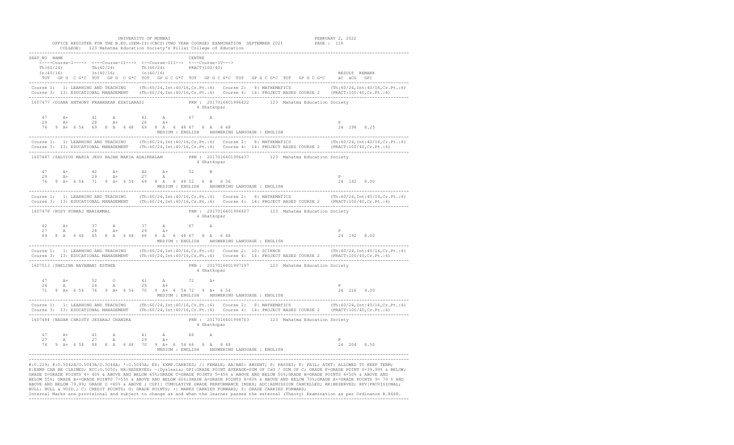UNIVERSITY OF MUMBAI

OFFICE REGISTER FOR THE B.ED.(SEM-II)(CBCS)(TWO YEAR COURSE) EXAMINATION SEPTEMBER 2021

FEBRUARY 2, 2022

COLLEGE: 123 Mahatma Education Society's Pillai College of Education

```
SEAT_NO  NAME                                                   CENTRE
   <----Course-I----> <---Course-II---> <--Course-III--> <---Course-IV--->
   Th(60/24)          Th(60/24)         Th(60/24)        PRACT(100/40)
   In(40/16)          In(40/16)         In(40/16)                                                           RESULT  REMARK
   TOT  GP G  C G*C  TOT  GP G  C G*C  TOT  GP G C G*C  TOT  GP G C G*C  TOT  GP G C G*C  TOT  GP G C G*C     äC  äCG  GPI
```

```
Course 1:  1: LEARNING AND TEACHING    (Th:60/24,Int:40/16,Cr.Pt.:6)  Course 2:  8: MATHEMATICS             (Th:60/24,Int:40/16,Cr.Pt.:6)
Course 3: 13: EDUCATIONAL MANAGEMENT   (Th:60/24,Int:40/16,Cr.Pt.:6)  Course 4: 14: PROJECT BASED COURSE 2  (PRACT:100/40,Cr.Pt.:6)

1607477 /DIANA ANTHONY PRABHAKAR EZHILARASI            PRN : 2017016401996422     123  Mahatma Education Society
                                                          4 Ghatkopar

   47    A+      41    A        41    A       67    A
   29    A+      28    A+       28    A+                                                                       P
   76  9 A+  6 54  69  8 A  6 48  69  8 A  6 48 67  8 A  6 48                                                 24  198  8.25
                                                   MEDIUM : ENGLISH   ANSWERING LANGUAGE : ENGLISH

Course 1:  1: LEARNING AND TEACHING    (Th:60/24,Int:40/16,Cr.Pt.:6)  Course 2:  8: MATHEMATICS             (Th:60/24,Int:40/16,Cr.Pt.:6)
Course 3: 13: EDUCATIONAL MANAGEMENT   (Th:60/24,Int:40/16,Cr.Pt.:6)  Course 4: 14: PROJECT BASED COURSE 2  (PRACT:100/40,Cr.Pt.:6)

1607487 /SALVIUS MARIA JESU RAJAN MARIA ADAIKKALAM     PRN : 2017016401996437     123  Mahatma Education Society
                                                          4 Ghatkopar

   47    A+      42    A+       42    A+      52    B
   29    A+      29    A+       27    A                                                                        P
   76  9 A+  6 54  71  9 A+  6 54  69  8 A  6 48 52  6 B  6 36                                                 24  192  8.00
                                                   MEDIUM : ENGLISH   ANSWERING LANGUAGE : ENGLISH

Course 1:  1: LEARNING AND TEACHING    (Th:60/24,Int:40/16,Cr.Pt.:6)  Course 2:  8: MATHEMATICS             (Th:60/24,Int:40/16,Cr.Pt.:6)
Course 3: 13: EDUCATIONAL MANAGEMENT   (Th:60/24,Int:40/16,Cr.Pt.:6)  Course 4: 14: PROJECT BASED COURSE 2  (PRACT:100/40,Cr.Pt.:6)

1607478 /ROSY PONRAJ MARIAMMAL                         PRN : 2017016401996607     123  Mahatma Education Society
                                                          4 Ghatkopar

   42    A+      37    A        37    A       67    A
   27    A       28    A+       29    A+                                                                       P
   69  8 A  6 48  65  8 A  6 48  66  8 A  6 48 67  8 A  6 48                                                   24  192  8.00
                                                   MEDIUM : ENGLISH   ANSWERING LANGUAGE : ENGLISH

Course 1:  1: LEARNING AND TEACHING    (Th:60/24,Int:40/16,Cr.Pt.:6)  Course 2: 10: SCIENCE                 (Th:60/24,Int:40/16,Cr.Pt.:6)
Course 3: 13: EDUCATIONAL MANAGEMENT   (Th:60/24,Int:40/16,Cr.Pt.:6)  Course 4: 14: PROJECT BASED COURSE 2  (PRACT:100/40,Cr.Pt.:6)

1607513 /SHELINA NAVAMANI ESTHER                       PRN : 2017016401997197     123  Mahatma Education Society
                                                          4 Ghatkopar

   47    A+      52    O        41    A       72    A+
   24    A       24    A        29    A+                                                                       P
   71  9 A+  6 54  76  9 A+  6 54  70  9 A+  6 54 72  9 A+  6 54                                               24  216  9.00
                                                   MEDIUM : ENGLISH   ANSWERING LANGUAGE : ENGLISH

Course 1:  1: LEARNING AND TEACHING    (Th:60/24,Int:40/16,Cr.Pt.:6)  Course 2:  8: MATHEMATICS             (Th:60/24,Int:40/16,Cr.Pt.:6)
Course 3: 13: EDUCATIONAL MANAGEMENT   (Th:60/24,Int:40/16,Cr.Pt.:6)  Course 4: 14: PROJECT BASED COURSE 2  (PRACT:100/40,Cr.Pt.:6)

1607484 /NADAR CHRISTY JEYARAJ CHANDRA                 PRN : 2017016401998703     123  Mahatma Education Society
                                                          4 Ghatkopar

   47    A+      41    A        41    A       66    A
   27    A       27    A        29    A+                                                                       P
   74  9 A+  6 54  68  8 A  6 48  70  9 A+  6 54 66  8 A  6 48                                                 24  204  8.50
                                                   MEDIUM : ENGLISH   ANSWERING LANGUAGE : ENGLISH
```

#:0.229; @:O.5042A/O.5043A/O.5044A; *:O.5045A; EX: EXMP.CARRIED; /: FEMALE; AA/ABS: ABSENT; P: PASSES; F: FAIL; ATKT: ALLOWED TO KEEP TERM; E:EXMP CAN BE CLAIMED; RCC:O.5050; RR:RESERVED; ~:Dyslexia; GPI:GRADE POINT AVERAGE=SUM OF CxG / SUM OF C; GRADE F=GRADE POINT 0=39.99% & BELOW; GRADE D=GRADE POINTS 4= 40% & ABOVE AND BELOW 45%;GRADE C=GRADE POINTS 5=45% & ABOVE AND BELOW 50%;GRADE B=GRADE POINTS 6=50% & ABOVE AND BELOW 55%; GRADE B+=GRADE POINTS 7=55% & ABOVE AND BELOW 60%;GRADE A=GRADE POINTS 8=60% & ABOVE AND BELOW 70%;GRADE A+=GRADE POINTS 9= 70 % AND ABOVE AND BELOW 79.99; GRADE O =80% & ABOVE ; CGPI: CUMULATIVE GRADE PERFORMANCE INDEX; ADC:ADMISSION CANCELLED; RR:RESERVED; RPV:PROVISIONAL; NULL: NULL & VOID.; C: CREDIT POINTS; G: GRADE POINTS; +: MARKS CARRIED FORWARD; $: GRADE CARRIED FORWARD;
Internal Marks are provisional and subject to change as and when the learner passes the external (Theory) Examination as per Ordinance R.8668.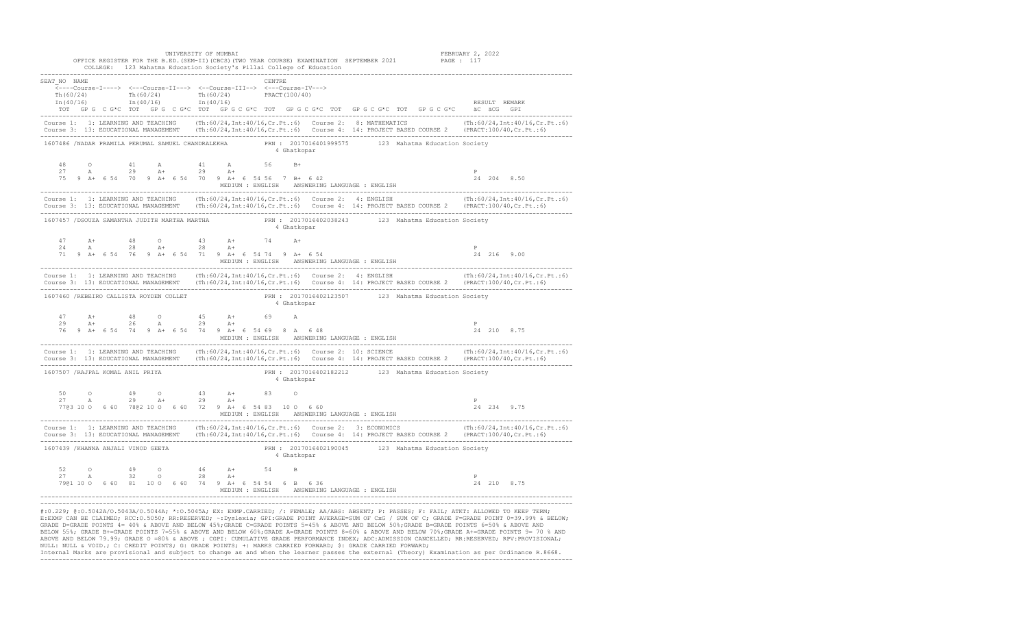UNIVERSITY OF MUMBAI

OFFICE REGISTER FOR THE B.ED.(SEM-II)(CBCS)(TWO YEAR COURSE) EXAMINATION SEPTEMBER 2021

FEBRUARY 2, 2022

COLLEGE: 123 Mahatma Education Society's Pillai College of Education

```
SEAT_NO  NAME                                                      CENTRE
   <----Course-I----> <---Course-II---> <--Course-III--> <---Course-IV--->
   Th(60/24)          Th(60/24)          Th(60/24)        PRACT(100/40)
   In(40/16)          In(40/16)          In(40/16)                                                             RESULT  REMARK
   TOT  GP G  C G*C  TOT  GP G  C G*C  TOT  GP G C G*C  TOT  GP G C G*C  TOT  GP G C G*C  TOT  GP G C G*C     äC  äCG  GPI
```

---

Course 1: 1: LEARNING AND TEACHING (Th:60/24,Int:40/16,Cr.Pt.:6) Course 2: 8: MATHEMATICS (Th:60/24,Int:40/16,Cr.Pt.:6)
Course 3: 13: EDUCATIONAL MANAGEMENT (Th:60/24,Int:40/16,Cr.Pt.:6) Course 4: 14: PROJECT BASED COURSE 2 (PRACT:100/40,Cr.Pt.:6)

```
1607486 /NADAR PRAMILA PERUMAL SAMUEL CHANDRALEKHA         PRN : 2017016401999575      123  Mahatma Education Society
                                                              4 Ghatkopar

   48    O        41    A         41    A        56     B+
   27    A        29    A+        29    A+                                                                      P
   75  9 A+  6 54  70  9 A+  6 54  70  9 A+  6 54 56  7 B+  6 42                                                24  204  8.50
                                                   MEDIUM : ENGLISH   ANSWERING LANGUAGE : ENGLISH
```

---

Course 1: 1: LEARNING AND TEACHING (Th:60/24,Int:40/16,Cr.Pt.:6) Course 2: 4: ENGLISH (Th:60/24,Int:40/16,Cr.Pt.:6)
Course 3: 13: EDUCATIONAL MANAGEMENT (Th:60/24,Int:40/16,Cr.Pt.:6) Course 4: 14: PROJECT BASED COURSE 2 (PRACT:100/40,Cr.Pt.:6)

```
1607457 /DSOUZA SAMANTHA JUDITH MARTHA MARTHA              PRN : 2017016402038243      123  Mahatma Education Society
                                                              4 Ghatkopar

   47    A+       48    O         43    A+       74     A+
   24    A        28    A+        28    A+                                                                      P
   71  9 A+  6 54  76  9 A+  6 54  71  9 A+  6 54 74  9 A+  6 54                                                24  216  9.00
                                                   MEDIUM : ENGLISH   ANSWERING LANGUAGE : ENGLISH
```

---

Course 1: 1: LEARNING AND TEACHING (Th:60/24,Int:40/16,Cr.Pt.:6) Course 2: 4: ENGLISH (Th:60/24,Int:40/16,Cr.Pt.:6)
Course 3: 13: EDUCATIONAL MANAGEMENT (Th:60/24,Int:40/16,Cr.Pt.:6) Course 4: 14: PROJECT BASED COURSE 2 (PRACT:100/40,Cr.Pt.:6)

```
1607460 /REBEIRO CALLISTA ROYDEN COLLET                    PRN : 2017016402123507      123  Mahatma Education Society
                                                              4 Ghatkopar

   47    A+       48    O         45    A+       69     A
   29    A+       26    A         29    A+                                                                      P
   76  9 A+  6 54  74  9 A+  6 54  74  9 A+  6 54 69  8 A   6 48                                                24  210  8.75
                                                   MEDIUM : ENGLISH   ANSWERING LANGUAGE : ENGLISH
```

---

Course 1: 1: LEARNING AND TEACHING (Th:60/24,Int:40/16,Cr.Pt.:6) Course 2: 10: SCIENCE (Th:60/24,Int:40/16,Cr.Pt.:6)
Course 3: 13: EDUCATIONAL MANAGEMENT (Th:60/24,Int:40/16,Cr.Pt.:6) Course 4: 14: PROJECT BASED COURSE 2 (PRACT:100/40,Cr.Pt.:6)

```
1607507 /RAJPAL KOMAL ANIL PRIYA                           PRN : 2017016402182212      123  Mahatma Education Society
                                                              4 Ghatkopar

   50    O        49    O         43    A+       83     O
   27    A        29    A+        29    A+                                                                      P
   77@3 10 O  6 60  78@2 10 O  6 60  72  9 A+  6 54 83  10 O  6 60                                              24  234  9.75
                                                   MEDIUM : ENGLISH   ANSWERING LANGUAGE : ENGLISH
```

---

Course 1: 1: LEARNING AND TEACHING (Th:60/24,Int:40/16,Cr.Pt.:6) Course 2: 3: ECONOMICS (Th:60/24,Int:40/16,Cr.Pt.:6)
Course 3: 13: EDUCATIONAL MANAGEMENT (Th:60/24,Int:40/16,Cr.Pt.:6) Course 4: 14: PROJECT BASED COURSE 2 (PRACT:100/40,Cr.Pt.:6)

```
1607439 /KHANNA ANJALI VINOD GEETA                         PRN : 2017016402190045      123  Mahatma Education Society
                                                              4 Ghatkopar

   52    O        49    O         46    A+       54     B
   27    A        32    O         28    A+                                                                      P
   79@1 10 O  6 60  81  10 O  6 60  74  9 A+  6 54 54  6 B   6 36                                               24  210  8.75
                                                   MEDIUM : ENGLISH   ANSWERING LANGUAGE : ENGLISH
```

---

#:O.229; @:O.5042A/O.5043A/O.5044A; *:O.5045A; EX: EXMP.CARRIED; /: FEMALE; AA/ABS: ABSENT; P: PASSES; F: FAIL; ATKT: ALLOWED TO KEEP TERM; E:EXMP CAN BE CLAIMED; RCC:O.5050; RR:RESERVED; ~:Dyslexia; GPI:GRADE POINT AVERAGE=SUM OF CxG / SUM OF C; GRADE F=GRADE POINT 0=39.99% & BELOW; GRADE D=GRADE POINTS 4= 40% & ABOVE AND BELOW 45%;GRADE C=GRADE POINTS 5=45% & ABOVE AND BELOW 50%;GRADE B=GRADE POINTS 6=50% & ABOVE AND BELOW 55%; GRADE B+=GRADE POINTS 7=55% & ABOVE AND BELOW 60%;GRADE A=GRADE POINTS 8=60% & ABOVE AND BELOW 70%;GRADE A+=GRADE POINTS 9= 70 % AND ABOVE AND BELOW 79.99; GRADE O =80% & ABOVE ; CGPI: CUMULATIVE GRADE PERFORMANCE INDEX; ADC:ADMISSION CANCELLED; RR:RESERVED; RPV:PROVISIONAL; NULL: NULL & VOID.; C: CREDIT POINTS; G: GRADE POINTS; +: MARKS CARRIED FORWARD; $: GRADE CARRIED FORWARD;
Internal Marks are provisional and subject to change as and when the learner passes the external (Theory) Examination as per Ordinance R.8668.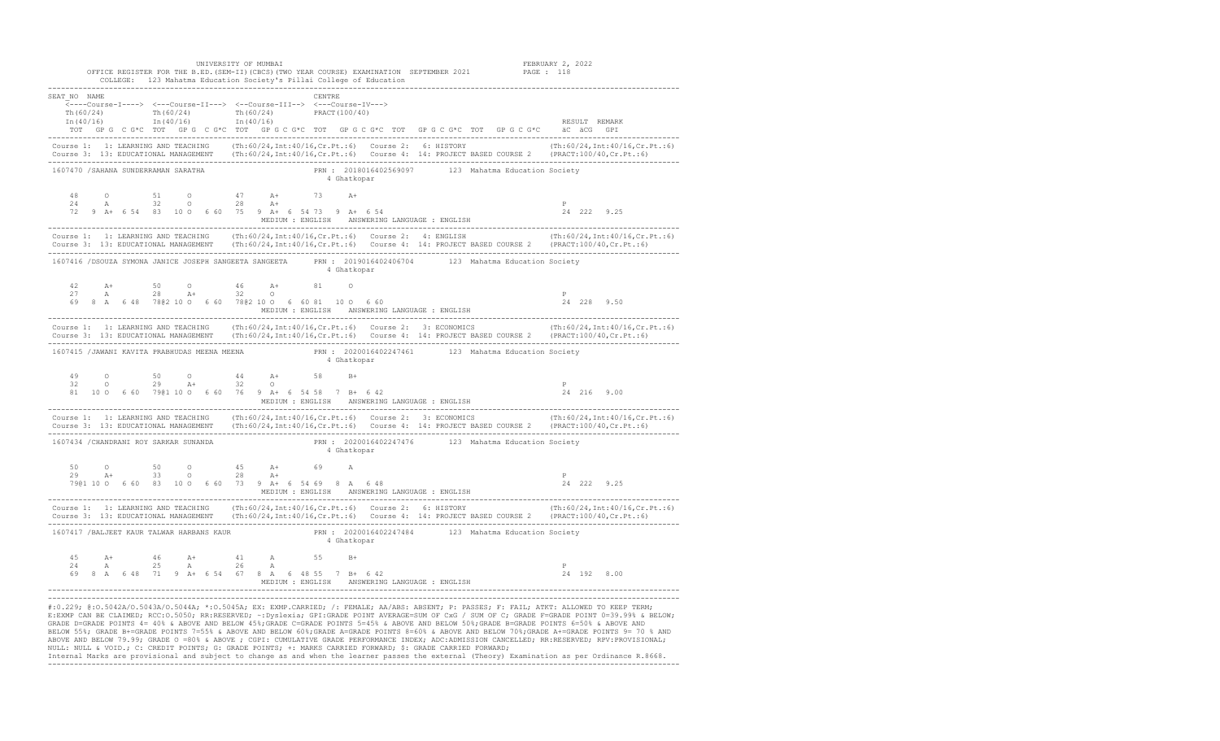UNIVERSITY OF MUMBAI

OFFICE REGISTER FOR THE B.ED.(SEM-II)(CBCS)(TWO YEAR COURSE) EXAMINATION SEPTEMBER 2021

FEBRUARY 2, 2022

COLLEGE: 123 Mahatma Education Society's Pillai College of Education

```
SEAT_NO  NAME                                             CENTRE
   <----Course-I----> <---Course-II---> <--Course-III--> <---Course-IV--->
   Th(60/24)          Th(60/24)         Th(60/24)        PRACT(100/40)
   In(40/16)          In(40/16)         In(40/16)                                                       RESULT  REMARK
   TOT  GP G  C G*C  TOT  GP G  C G*C  TOT  GP G C G*C  TOT  GP G C G*C  TOT  GP G C G*C  TOT  GP G C G*C    äC  äCG  GPI
```

```
Course 1:  1: LEARNING AND TEACHING    (Th:60/24,Int:40/16,Cr.Pt.:6)  Course 2:  6: HISTORY                  (Th:60/24,Int:40/16,Cr.Pt.:6)
Course 3: 13: EDUCATIONAL MANAGEMENT   (Th:60/24,Int:40/16,Cr.Pt.:6)  Course 4: 14: PROJECT BASED COURSE 2   (PRACT:100/40,Cr.Pt.:6)

1607470 /SAHANA SUNDERRAMAN SARATHA                    PRN : 2018016402569097     123  Mahatma Education Society
                                                               4 Ghatkopar

   48    O        51    O        47    A+       73    A+
   24    A        32    O        28    A+                                                               P
   72  9 A+ 6 54  83  10 O  6 60  75  9 A+ 6 54 73  9 A+ 6 54                                          24  222  9.25
                                                  MEDIUM : ENGLISH   ANSWERING LANGUAGE : ENGLISH
```

```
Course 1:  1: LEARNING AND TEACHING    (Th:60/24,Int:40/16,Cr.Pt.:6)  Course 2:  6: HISTORY                  (Th:60/24,Int:40/16,Cr.Pt.:6)
Course 3: 13: EDUCATIONAL MANAGEMENT   (Th:60/24,Int:40/16,Cr.Pt.:6)  Course 4: 14: PROJECT BASED COURSE 2   (PRACT:100/40,Cr.Pt.:6)

1607416 /DSOUZA SYMONA JANICE JOSEPH SANGEETA SANGEETA    PRN : 2019016402406704     123  Mahatma Education Society
                                                               4 Ghatkopar

   42    A+       50    O        46    A+       81    O
   27    A        28    A+       32    O                                                                P
   69  8 A  6 48  78@2 10 O  6 60  78@2 10 O  6 60 81  10 O  6 60                                      24  228  9.50
                                                  MEDIUM : ENGLISH   ANSWERING LANGUAGE : ENGLISH
```

```
Course 1:  1: LEARNING AND TEACHING    (Th:60/24,Int:40/16,Cr.Pt.:6)  Course 2:  3: ECONOMICS                (Th:60/24,Int:40/16,Cr.Pt.:6)
Course 3: 13: EDUCATIONAL MANAGEMENT   (Th:60/24,Int:40/16,Cr.Pt.:6)  Course 4: 14: PROJECT BASED COURSE 2   (PRACT:100/40,Cr.Pt.:6)

1607415 /JAWANI KAVITA PRABHUDAS MEENA MEENA             PRN : 2020016402247461     123  Mahatma Education Society
                                                               4 Ghatkopar

   49    O        50    O        44    A+       58    B+
   32    O        29    A+       32    O                                                                P
   81  10 O  6 60  79@1 10 O  6 60  76  9 A+ 6 54 58  7 B+ 6 42                                         24  216  9.00
                                                  MEDIUM : ENGLISH   ANSWERING LANGUAGE : ENGLISH
```

```
Course 1:  1: LEARNING AND TEACHING    (Th:60/24,Int:40/16,Cr.Pt.:6)  Course 2:  3: ECONOMICS                (Th:60/24,Int:40/16,Cr.Pt.:6)
Course 3: 13: EDUCATIONAL MANAGEMENT   (Th:60/24,Int:40/16,Cr.Pt.:6)  Course 4: 14: PROJECT BASED COURSE 2   (PRACT:100/40,Cr.Pt.:6)

1607434 /CHANDRANI ROY SARKAR SUNANDA                    PRN : 2020016402247476     123  Mahatma Education Society
                                                               4 Ghatkopar

   50    O        50    O        45    A+       69    A
   29    A+       33    O        28    A+                                                               P
   79@1 10 O  6 60  83  10 O  6 60  73  9 A+ 6 54 69  8 A  6 48                                          24  222  9.25
                                                  MEDIUM : ENGLISH   ANSWERING LANGUAGE : ENGLISH
```

```
Course 1:  1: LEARNING AND TEACHING    (Th:60/24,Int:40/16,Cr.Pt.:6)  Course 2:  6: HISTORY                  (Th:60/24,Int:40/16,Cr.Pt.:6)
Course 3: 13: EDUCATIONAL MANAGEMENT   (Th:60/24,Int:40/16,Cr.Pt.:6)  Course 4: 14: PROJECT BASED COURSE 2   (PRACT:100/40,Cr.Pt.:6)

1607417 /BALJEET KAUR TALWAR HARBANS KAUR                PRN : 2020016402247484     123  Mahatma Education Society
                                                               4 Ghatkopar

   45    A+       46    A+       41    A        55    B+
   24    A        25    A        26    A                                                                P
   69  8 A  6 48  71  9 A+ 6 54  67  8 A  6 48 55  7 B+ 6 42                                           24  192  8.00
                                                  MEDIUM : ENGLISH   ANSWERING LANGUAGE : ENGLISH
```

#:O.229; @:O.5042A/O.5043A/O.5044A; *:O.5045A; EX: EXMP.CARRIED; /: FEMALE; AA/ABS: ABSENT; P: PASSES; F: FAIL; ATKT: ALLOWED TO KEEP TERM; E:EXMP CAN BE CLAIMED; RCC:O.5050; RR:RESERVED; ~:Dyslexia; GPI:GRADE POINT AVERAGE=SUM OF CxG / SUM OF C; GRADE F=GRADE POINT O=39.99% & BELOW; GRADE D=GRADE POINTS 4= 40% & ABOVE AND BELOW 45%;GRADE C=GRADE POINTS 5=45% & ABOVE AND BELOW 50%;GRADE B=GRADE POINTS 6=50% & ABOVE AND BELOW 55%; GRADE B+=GRADE POINTS 7=55% & ABOVE AND BELOW 60%;GRADE A=GRADE POINTS 8=60% & ABOVE AND BELOW 70%;GRADE A+=GRADE POINTS 9= 70 % AND ABOVE AND BELOW 79.99; GRADE O =80% & ABOVE ; CGPI: CUMULATIVE GRADE PERFORMANCE INDEX; ADC:ADMISSION CANCELLED; RR:RESERVED; RPV:PROVISIONAL; NULL: NULL & VOID.; C: CREDIT POINTS; G: GRADE POINTS; +: MARKS CARRIED FORWARD; $: GRADE CARRIED FORWARD;

Internal Marks are provisional and subject to change as and when the learner passes the external (Theory) Examination as per Ordinance R.8668.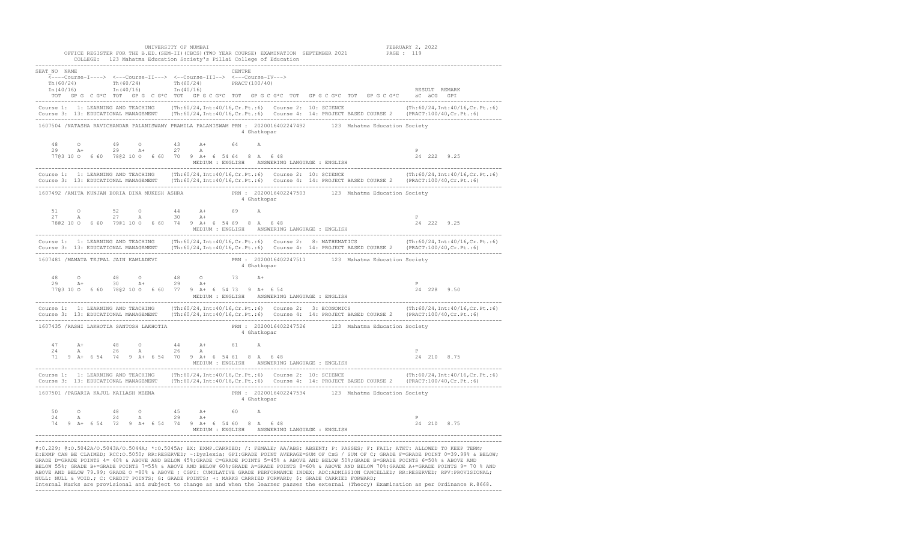UNIVERSITY OF MUMBAI

OFFICE REGISTER FOR THE B.ED.(SEM-II)(CBCS)(TWO YEAR COURSE) EXAMINATION SEPTEMBER 2021

COLLEGE: 123 Mahatma Education Society's Pillai College of Education

FEBRUARY 2, 2022

```
SEAT_NO NAME                                                 CENTRE
   <----Course-I----> <---Course-II---> <--Course-III--> <---Course-IV--->
   Th(60/24)          Th(60/24)         Th(60/24)        PRACT(100/40)
   In(40/16)          In(40/16)         In(40/16)                                                      RESULT  REMARK
   TOT  GP G  C G*C  TOT  GP G  C G*C  TOT  GP G C G*C  TOT  GP G C G*C  TOT  GP G C G*C  TOT  GP G C G*C   äC  äCG  GPI
```

```
Course 1:  1: LEARNING AND TEACHING     (Th:60/24,Int:40/16,Cr.Pt.:6)  Course 2: 10: SCIENCE                (Th:60/24,Int:40/16,Cr.Pt.:6)
Course 3: 13: EDUCATIONAL MANAGEMENT    (Th:60/24,Int:40/16,Cr.Pt.:6)  Course 4: 14: PROJECT BASED COURSE 2  (PRACT:100/40,Cr.Pt.:6)

1607504 /NATASHA RAVICHANDAR PALANISWAMY PRAMILA PALANISWAM PRN : 2020016402247492       123  Mahatma Education Society
                                                            4 Ghatkopar

    48     O        49     O        43     A+       64     A
    29     A+       29     A+       27     A                                                                P
    77@3 10 O   6 60   78@2 10 O   6 60   70   9 A+  6 54 64   8  A   6 48                                      24  222   9.25
                                                  MEDIUM : ENGLISH    ANSWERING LANGUAGE : ENGLISH

Course 1:  1: LEARNING AND TEACHING     (Th:60/24,Int:40/16,Cr.Pt.:6)  Course 2: 10: SCIENCE                (Th:60/24,Int:40/16,Cr.Pt.:6)
Course 3: 13: EDUCATIONAL MANAGEMENT    (Th:60/24,Int:40/16,Cr.Pt.:6)  Course 4: 14: PROJECT BASED COURSE 2  (PRACT:100/40,Cr.Pt.:6)

1607492 /AMITA KUNJAN BORIA DINA MUKESH ASHRA               PRN : 2020016402247503       123  Mahatma Education Society
                                                            4 Ghatkopar

    51     O        52     O        44     A+       69     A
    27     A        27     A        30     A+                                                               P
    78@2 10 O   6 60   79@1 10 O   6 60   74   9 A+  6 54 69   8  A   6 48                                      24  222   9.25
                                                  MEDIUM : ENGLISH    ANSWERING LANGUAGE : ENGLISH

Course 1:  1: LEARNING AND TEACHING     (Th:60/24,Int:40/16,Cr.Pt.:6)  Course 2:  8: MATHEMATICS            (Th:60/24,Int:40/16,Cr.Pt.:6)
Course 3: 13: EDUCATIONAL MANAGEMENT    (Th:60/24,Int:40/16,Cr.Pt.:6)  Course 4: 14: PROJECT BASED COURSE 2  (PRACT:100/40,Cr.Pt.:6)

1607481 /MAMATA TEJPAL JAIN KAMLADEVI                       PRN : 2020016402247511       123  Mahatma Education Society
                                                            4 Ghatkopar

    48     O        48     O        48     O        73     A+
    29     A+       30     A+       29     A+                                                               P
    77@3 10 O   6 60   78@2 10 O   6 60   77   9 A+  6 54 73   9  A+  6 54                                      24  228   9.50
                                                  MEDIUM : ENGLISH    ANSWERING LANGUAGE : ENGLISH

Course 1:  1: LEARNING AND TEACHING     (Th:60/24,Int:40/16,Cr.Pt.:6)  Course 2:  3: ECONOMICS              (Th:60/24,Int:40/16,Cr.Pt.:6)
Course 3: 13: EDUCATIONAL MANAGEMENT    (Th:60/24,Int:40/16,Cr.Pt.:6)  Course 4: 14: PROJECT BASED COURSE 2  (PRACT:100/40,Cr.Pt.:6)

1607435 /RASHI LAKHOTIA SANTOSH LAKHOTIA                    PRN : 2020016402247526       123  Mahatma Education Society
                                                            4 Ghatkopar

    47     A+       48     O        44     A+       61     A
    24     A        26     A        26     A                                                                P
    71   9 A+  6 54   74   9 A+  6 54   70   9 A+  6 54 61   8  A   6 48                                        24  210   8.75
                                                  MEDIUM : ENGLISH    ANSWERING LANGUAGE : ENGLISH

Course 1:  1: LEARNING AND TEACHING     (Th:60/24,Int:40/16,Cr.Pt.:6)  Course 2: 10: SCIENCE                (Th:60/24,Int:40/16,Cr.Pt.:6)
Course 3: 13: EDUCATIONAL MANAGEMENT    (Th:60/24,Int:40/16,Cr.Pt.:6)  Course 4: 14: PROJECT BASED COURSE 2  (PRACT:100/40,Cr.Pt.:6)

1607501 /PAGARIA KAJUL KAILASH MEENA                        PRN : 2020016402247534       123  Mahatma Education Society
                                                            4 Ghatkopar

    50     O        48     O        45     A+       60     A
    24     A        24     A        29     A+                                                               P
    74   9 A+  6 54   72   9 A+  6 54   74   9 A+  6 54 60   8  A   6 48                                        24  210   8.75
                                                  MEDIUM : ENGLISH    ANSWERING LANGUAGE : ENGLISH
```

#:O.229; @:O.5042A/O.5043A/O.5044A; *:O.5045A; EX: EXMP.CARRIED; /: FEMALE; AA/ABS: ABSENT; P: PASSES; F: FAIL; ATKT: ALLOWED TO KEEP TERM; E:EXMP CAN BE CLAIMED; RCC:O.5050; RR:RESERVED; ~:Dyslexia; GPI:GRADE POINT AVERAGE=SUM OF CxG / SUM OF C; GRADE F=GRADE POINT 0=39.99% & BELOW; GRADE D=GRADE POINTS 4= 40% & ABOVE AND BELOW 45%;GRADE C=GRADE POINTS 5=45% & ABOVE AND BELOW 50%;GRADE B=GRADE POINTS 6=50% & ABOVE AND BELOW 55%; GRADE B+=GRADE POINTS 7=55% & ABOVE AND BELOW 60%;GRADE A=GRADE POINTS 8=60% & ABOVE AND BELOW 70%;GRADE A+=GRADE POINTS 9= 70 % AND ABOVE AND BELOW 79.99; GRADE O =80% & ABOVE ; CGPI: CUMULATIVE GRADE PERFORMANCE INDEX; ADC:ADMISSION CANCELLED; RR:RESERVED; RPV:PROVISIONAL; NULL: NULL & VOID.; C: CREDIT POINTS; G: GRADE POINTS; +: MARKS CARRIED FORWARD; $: GRADE CARRIED FORWARD;
Internal Marks are provisional and subject to change as and when the learner passes the external (Theory) Examination as per Ordinance R.8668.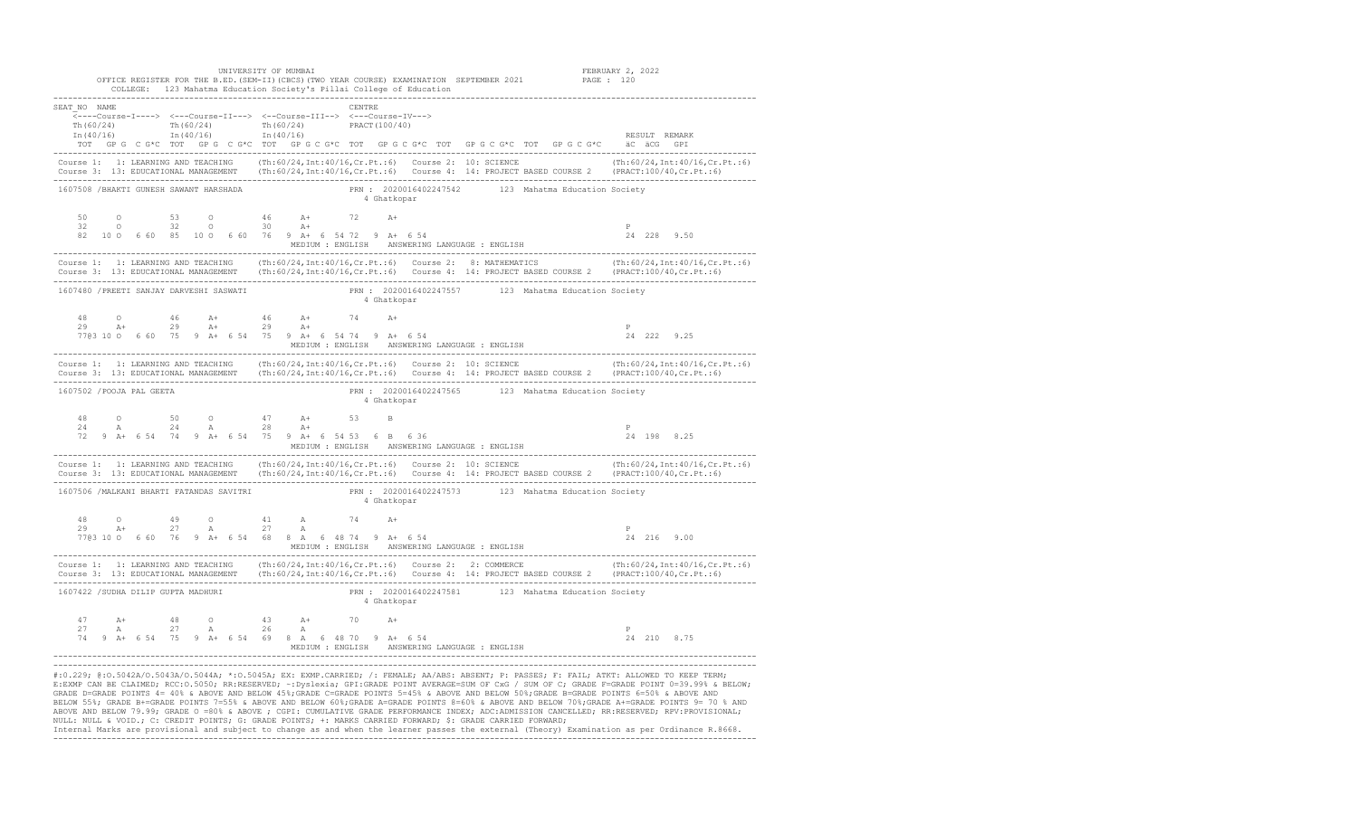UNIVERSITY OF MUMBAI

OFFICE REGISTER FOR THE B.ED.(SEM-II)(CBCS)(TWO YEAR COURSE) EXAMINATION SEPTEMBER 2021

COLLEGE: 123 Mahatma Education Society's Pillai College of Education

FEBRUARY 2, 2022

PAGE : 120

```
SEAT_NO  NAME                                                  CENTRE
   <----Course-I----> <---Course-II---> <--Course-III--> <---Course-IV--->
   Th(60/24)          Th(60/24)         Th(60/24)        PRACT(100/40)
   In(40/16)          In(40/16)         In(40/16)                                                         RESULT  REMARK
   TOT  GP G  C G*C  TOT  GP G  C G*C  TOT  GP G C G*C  TOT  GP G C G*C  TOT  GP G C G*C  TOT  GP G C G*C   äC  äCG  GPI
------------------------------------------------------------------------------------------------------------------------
Course 1:  1: LEARNING AND TEACHING     (Th:60/24,Int:40/16,Cr.Pt.:6)  Course 2:  10: SCIENCE                 (Th:60/24,Int:40/16,Cr.Pt.:6)
Course 3:  13: EDUCATIONAL MANAGEMENT   (Th:60/24,Int:40/16,Cr.Pt.:6)  Course 4:  14: PROJECT BASED COURSE 2  (PRACT:100/40,Cr.Pt.:6)
------------------------------------------------------------------------------------------------------------------------
1607508 /BHAKTI GUNESH SAWANT HARSHADA                 PRN : 2020016402247542      123  Mahatma Education Society
                                                            4 Ghatkopar

    50    O        53    O        46    A+       72    A+
    32    O        32    O        30    A+                                                              P
    82  10 O  6 60  85  10 O  6 60  76  9 A+ 6 54 72  9 A+ 6 54                                         24  228  9.50
                                                MEDIUM : ENGLISH   ANSWERING LANGUAGE : ENGLISH
------------------------------------------------------------------------------------------------------------------------
Course 1:  1: LEARNING AND TEACHING     (Th:60/24,Int:40/16,Cr.Pt.:6)  Course 2:  10: SCIENCE                 (Th:60/24,Int:40/16,Cr.Pt.:6)
Course 3:  13: EDUCATIONAL MANAGEMENT   (Th:60/24,Int:40/16,Cr.Pt.:6)  Course 4:  14: PROJECT BASED COURSE 2  (PRACT:100/40,Cr.Pt.:6)
------------------------------------------------------------------------------------------------------------------------
1607480 /PREETI SANJAY DARVESHI SASWATI                PRN : 2020016402247557      123  Mahatma Education Society
                                                            4 Ghatkopar

    48    O        46    A+       46    A+       74    A+
    29    A+       29    A+       29    A+                                                              P
    77@3 10 O  6 60  75  9 A+  6 54  75  9 A+ 6 54 74  9 A+ 6 54                                        24  222  9.25
                                                MEDIUM : ENGLISH   ANSWERING LANGUAGE : ENGLISH
------------------------------------------------------------------------------------------------------------------------
Course 1:  1: LEARNING AND TEACHING     (Th:60/24,Int:40/16,Cr.Pt.:6)  Course 2:  8: MATHEMATICS              (Th:60/24,Int:40/16,Cr.Pt.:6)
Course 3:  13: EDUCATIONAL MANAGEMENT   (Th:60/24,Int:40/16,Cr.Pt.:6)  Course 4:  14: PROJECT BASED COURSE 2  (PRACT:100/40,Cr.Pt.:6)
------------------------------------------------------------------------------------------------------------------------
1607502 /POOJA PAL GEETA                               PRN : 2020016402247565      123  Mahatma Education Society
                                                            4 Ghatkopar

    48    O        50    O        47    A+       53    B
    24    A        24    A        28    A+                                                              P
    72   9 A+  6 54  74   9 A+  6 54  75  9 A+ 6 54 53  6 B  6 36                                       24  198  8.25
                                                MEDIUM : ENGLISH   ANSWERING LANGUAGE : ENGLISH
------------------------------------------------------------------------------------------------------------------------
Course 1:  1: LEARNING AND TEACHING     (Th:60/24,Int:40/16,Cr.Pt.:6)  Course 2:  10: SCIENCE                 (Th:60/24,Int:40/16,Cr.Pt.:6)
Course 3:  13: EDUCATIONAL MANAGEMENT   (Th:60/24,Int:40/16,Cr.Pt.:6)  Course 4:  14: PROJECT BASED COURSE 2  (PRACT:100/40,Cr.Pt.:6)
------------------------------------------------------------------------------------------------------------------------
1607506 /MALKANI BHARTI PATANDAS SAVITRI               PRN : 2020016402247573      123  Mahatma Education Society
                                                            4 Ghatkopar

    48    O        49    O        41    A        74    A+
    29    A+       27    A        27    A                                                               P
    77@3 10 O  6 60  76  9 A+  6 54  68  8 A  6 48 74  9 A+ 6 54                                        24  216  9.00
                                                MEDIUM : ENGLISH   ANSWERING LANGUAGE : ENGLISH
------------------------------------------------------------------------------------------------------------------------
Course 1:  1: LEARNING AND TEACHING     (Th:60/24,Int:40/16,Cr.Pt.:6)  Course 2:  2: COMMERCE                 (Th:60/24,Int:40/16,Cr.Pt.:6)
Course 3:  13: EDUCATIONAL MANAGEMENT   (Th:60/24,Int:40/16,Cr.Pt.:6)  Course 4:  14: PROJECT BASED COURSE 2  (PRACT:100/40,Cr.Pt.:6)
------------------------------------------------------------------------------------------------------------------------
1607422 /SUDHA DILIP GUPTA MADHURI                     PRN : 2020016402247581      123  Mahatma Education Society
                                                            4 Ghatkopar

    47    A+       48    O        43    A+       70    A+
    27    A        27    A        26    A                                                               P
    74   9 A+  6 54  75   9 A+  6 54  69  8 A  6 48 70  9 A+ 6 54                                       24  210  8.75
                                                MEDIUM : ENGLISH   ANSWERING LANGUAGE : ENGLISH
------------------------------------------------------------------------------------------------------------------------
```

#:O.229; @:O.5042A/O.5043A/O.5044A; *:O.5045A; EX: EXMP.CARRIED; /: FEMALE; AA/ABS: ABSENT; P: PASSES; F: FAIL; ATKT: ALLOWED TO KEEP TERM; E:EXMP CAN BE CLAIMED; RCC:O.5050; RR:RESERVED; ~:Dyslexia; GPI:GRADE POINT AVERAGE=SUM OF CxG / SUM OF C; GRADE F=GRADE POINT 0=39.99% & BELOW; GRADE D=GRADE POINTS 4= 40% & ABOVE AND BELOW 45%;GRADE C=GRADE POINTS 5=45% & ABOVE AND BELOW 50%;GRADE B=GRADE POINTS 6=50% & ABOVE AND BELOW 55%; GRADE B+=GRADE POINTS 7=55% & ABOVE AND BELOW 60%;GRADE A=GRADE POINTS 8=60% & ABOVE AND BELOW 70%;GRADE A+=GRADE POINTS 9= 70 % AND ABOVE AND BELOW 79.99; GRADE O =80% & ABOVE ; CGPI: CUMULATIVE GRADE PERFORMANCE INDEX; ADC:ADMISSION CANCELLED; RR:RESERVED; RPV:PROVISIONAL; NULL: NULL & VOID.; C: CREDIT POINTS; G: GRADE POINTS; +: MARKS CARRIED FORWARD; $: GRADE CARRIED FORWARD;
Internal Marks are provisional and subject to change as and when the learner passes the external (Theory) Examination as per Ordinance R.8668.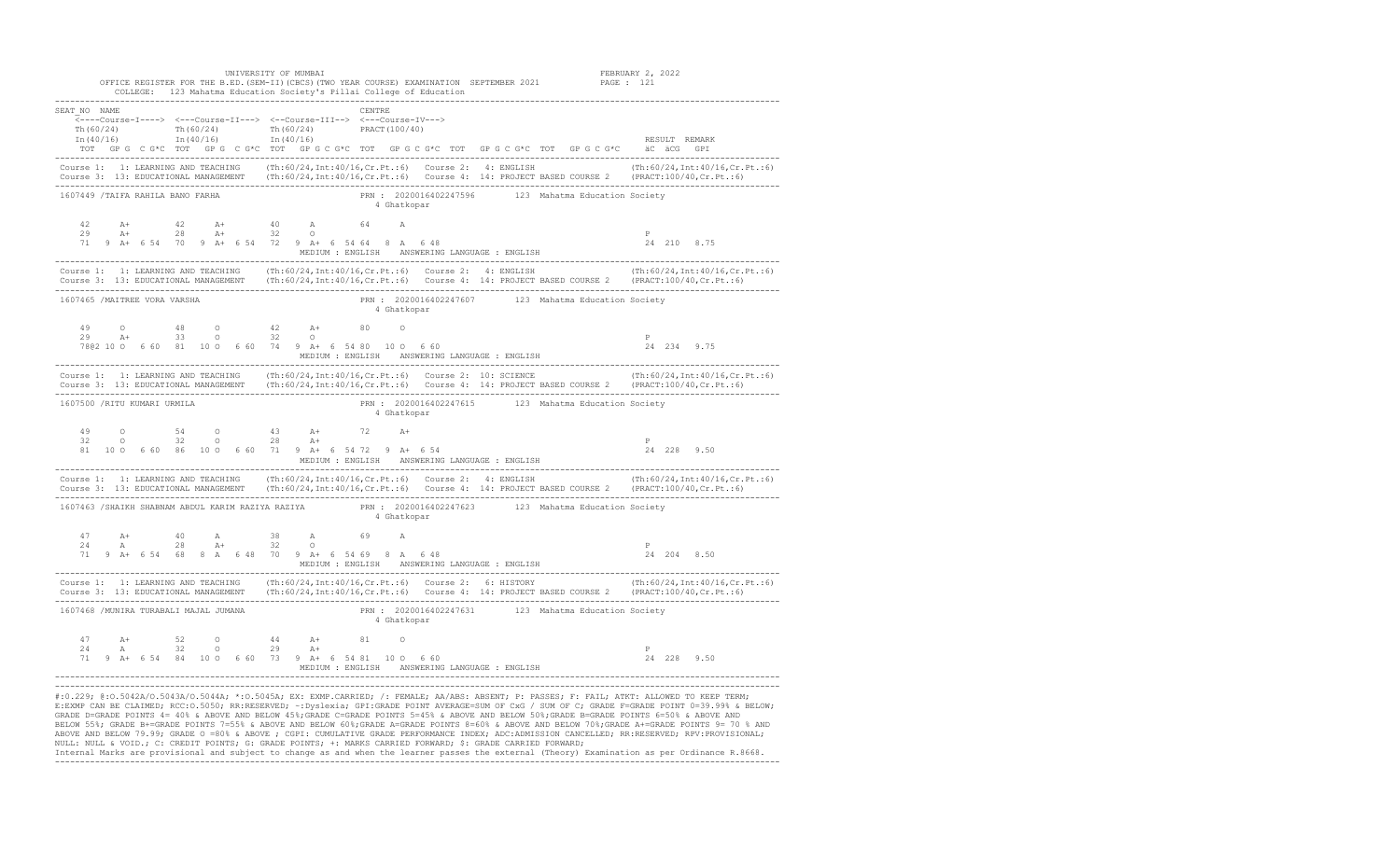UNIVERSITY OF MUMBAI

OFFICE REGISTER FOR THE B.ED.(SEM-II)(CBCS)(TWO YEAR COURSE) EXAMINATION SEPTEMBER 2021

FEBRUARY 2, 2022

PAGE : 121

COLLEGE: 123 Mahatma Education Society's Pillai College of Education

```
SEAT_NO  NAME                                                   CENTRE
   <----Course-I----> <---Course-II---> <--Course-III--> <---Course-IV--->
   Th(60/24)         Th(60/24)         Th(60/24)        PRACT(100/40)
   In(40/16)         In(40/16)         In(40/16)                                                          RESULT  REMARK
   TOT  GP G  C G*C  TOT  GP G  C G*C  TOT  GP G C G*C  TOT  GP G C G*C  TOT  GP G C G*C  TOT  GP G C G*C     äC  äCG  GPI
-------------------------------------------------------------------------------------------------------------------------------
Course 1:  1: LEARNING AND TEACHING     (Th:60/24,Int:40/16,Cr.Pt.:6)  Course 2:  4: ENGLISH                    (Th:60/24,Int:40/16,Cr.Pt.:6)
Course 3: 13: EDUCATIONAL MANAGEMENT    (Th:60/24,Int:40/16,Cr.Pt.:6)  Course 4: 14: PROJECT BASED COURSE 2    (PRACT:100/40,Cr.Pt.:6)
-------------------------------------------------------------------------------------------------------------------------------
1607449 /TAIFA RAHILA BANO FARHA                          PRN : 2020016402247596       123  Mahatma Education Society
                                                           4 Ghatkopar

    42    A+       42    A+       40    A       64    A
    29    A+       28    A+       32    O                                                                     P
    71   9 A+  6 54   70   9 A+  6 54   72   9 A+  6 54 64   8 A   6 48                                         24  210  8.75
                                              MEDIUM : ENGLISH    ANSWERING LANGUAGE : ENGLISH
-------------------------------------------------------------------------------------------------------------------------------
Course 1:  1: LEARNING AND TEACHING     (Th:60/24,Int:40/16,Cr.Pt.:6)  Course 2:  4: ENGLISH                    (Th:60/24,Int:40/16,Cr.Pt.:6)
Course 3: 13: EDUCATIONAL MANAGEMENT    (Th:60/24,Int:40/16,Cr.Pt.:6)  Course 4: 14: PROJECT BASED COURSE 2    (PRACT:100/40,Cr.Pt.:6)
-------------------------------------------------------------------------------------------------------------------------------
1607465 /MAITREE VORA VARSHA                              PRN : 2020016402247607       123  Mahatma Education Society
                                                           4 Ghatkopar

    49    O        48    O        42    A+      80    O
    29    A+       33    O        32    O                                                                     P
    78@2 10 O   6 60   81  10 O   6 60   74   9 A+  6 54 80  10 O   6 60                                         24  234  9.75
                                              MEDIUM : ENGLISH    ANSWERING LANGUAGE : ENGLISH
-------------------------------------------------------------------------------------------------------------------------------
Course 1:  1: LEARNING AND TEACHING     (Th:60/24,Int:40/16,Cr.Pt.:6)  Course 2: 10: SCIENCE                    (Th:60/24,Int:40/16,Cr.Pt.:6)
Course 3: 13: EDUCATIONAL MANAGEMENT    (Th:60/24,Int:40/16,Cr.Pt.:6)  Course 4: 14: PROJECT BASED COURSE 2    (PRACT:100/40,Cr.Pt.:6)
-------------------------------------------------------------------------------------------------------------------------------
1607500 /RITU KUMARI URMILA                               PRN : 2020016402247615       123  Mahatma Education Society
                                                           4 Ghatkopar

    49    O        54    O        43    A+      72    A+
    32    O        32    O        28    A+                                                                    P
    81  10 O   6 60   86  10 O   6 60   71   9 A+  6 54 72   9 A+  6 54                                         24  228  9.50
                                              MEDIUM : ENGLISH    ANSWERING LANGUAGE : ENGLISH
-------------------------------------------------------------------------------------------------------------------------------
Course 1:  1: LEARNING AND TEACHING     (Th:60/24,Int:40/16,Cr.Pt.:6)  Course 2:  4: ENGLISH                    (Th:60/24,Int:40/16,Cr.Pt.:6)
Course 3: 13: EDUCATIONAL MANAGEMENT    (Th:60/24,Int:40/16,Cr.Pt.:6)  Course 4: 14: PROJECT BASED COURSE 2    (PRACT:100/40,Cr.Pt.:6)
-------------------------------------------------------------------------------------------------------------------------------
1607463 /SHAIKH SHABNAM ABDUL KARIM RAZIYA RAZIYA         PRN : 2020016402247623       123  Mahatma Education Society
                                                           4 Ghatkopar

    47    A+       40    A        38    A       69    A
    24    A        28    A+       32    O                                                                     P
    71   9 A+  6 54   68   8 A   6 48   70   9 A+  6 54 69   8 A   6 48                                         24  204  8.50
                                              MEDIUM : ENGLISH    ANSWERING LANGUAGE : ENGLISH
-------------------------------------------------------------------------------------------------------------------------------
Course 1:  1: LEARNING AND TEACHING     (Th:60/24,Int:40/16,Cr.Pt.:6)  Course 2:  6: HISTORY                    (Th:60/24,Int:40/16,Cr.Pt.:6)
Course 3: 13: EDUCATIONAL MANAGEMENT    (Th:60/24,Int:40/16,Cr.Pt.:6)  Course 4: 14: PROJECT BASED COURSE 2    (PRACT:100/40,Cr.Pt.:6)
-------------------------------------------------------------------------------------------------------------------------------
1607468 /MUNIRA TURABALI MAJAL JUMANA                     PRN : 2020016402247631       123  Mahatma Education Society
                                                           4 Ghatkopar

    47    A+       52    O        44    A+      81    O
    24    A        32    O        29    A+                                                                    P
    71   9 A+  6 54   84  10 O   6 60   73   9 A+  6 54 81  10 O   6 60                                         24  228  9.50
                                              MEDIUM : ENGLISH    ANSWERING LANGUAGE : ENGLISH
-------------------------------------------------------------------------------------------------------------------------------
```

#:0.229; @:O.5042A/O.5043A/O.5044A; *:O.5045A; EX: EXMP.CARRIED; /: FEMALE; AA/ABS: ABSENT; P: PASSES; F: FAIL; ATKT: ALLOWED TO KEEP TERM; E:EXMP CAN BE CLAIMED; RCC:O.5050; RR:RESERVED; ~:Dyslexia; GPI:GRADE POINT AVERAGE=SUM OF CxG / SUM OF C; GRADE F=GRADE POINT 0=39.99% & BELOW; GRADE D=GRADE POINTS 4= 40% & ABOVE AND BELOW 45%;GRADE C=GRADE POINTS 5=45% & ABOVE AND BELOW 50%;GRADE B=GRADE POINTS 6=50% & ABOVE AND BELOW 55%; GRADE B+=GRADE POINTS 7=55% & ABOVE AND BELOW 60%;GRADE A=GRADE POINTS 8=60% & ABOVE AND BELOW 70%;GRADE A+=GRADE POINTS 9= 70 % AND ABOVE AND BELOW 79.99; GRADE O =80% & ABOVE ; CGPI: CUMULATIVE GRADE PERFORMANCE INDEX; ADC:ADMISSION CANCELLED; RR:RESERVED; RPV:PROVISIONAL; NULL: NULL & VOID.; C: CREDIT POINTS; G: GRADE POINTS; +: MARKS CARRIED FORWARD; $: GRADE CARRIED FORWARD;
Internal Marks are provisional and subject to change as and when the learner passes the external (Theory) Examination as per Ordinance R.8668.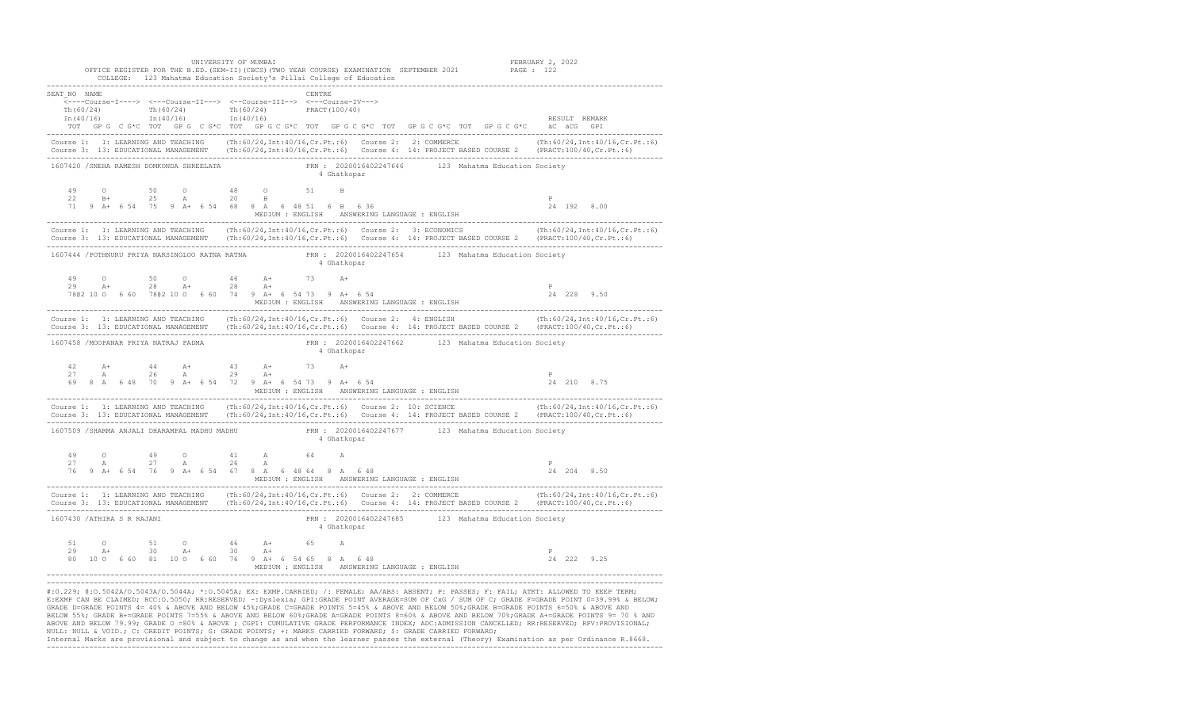UNIVERSITY OF MUMBAI

OFFICE REGISTER FOR THE B.ED.(SEM-II)(CBCS)(TWO YEAR COURSE) EXAMINATION SEPTEMBER 2021

FEBRUARY 2, 2022

COLLEGE: 123 Mahatma Education Society's Pillai College of Education

```
SEAT_NO NAME                                                CENTRE
    <----Course-I----> <---Course-II---> <--Course-III--> <---Course-IV--->
    Th(60/24)          Th(60/24)         Th(60/24)        PRACT(100/40)
    In(40/16)          In(40/16)         In(40/16)                                                     RESULT  REMARK
    TOT  GP G  C G*C  TOT  GP G  C G*C  TOT  GP G C G*C  TOT  GP G C G*C  TOT  GP G C G*C  TOT  GP G C G*C   äC  äCG  GPI
-----------------------------------------------------------------------------------------------------------------------
Course 1:  1: LEARNING AND TEACHING     (Th:60/24,Int:40/16,Cr.Pt.:6)  Course 2:  2: COMMERCE                (Th:60/24,Int:40/16,Cr.Pt.:6)
Course 3: 13: EDUCATIONAL MANAGEMENT    (Th:60/24,Int:40/16,Cr.Pt.:6)  Course 4: 14: PROJECT BASED COURSE 2  (PRACT:100/40,Cr.Pt.:6)
-----------------------------------------------------------------------------------------------------------------------
1607420 /SNEHA RAMESH DOMKONDA SHREELATA              PRN : 2020016402247646       123 Mahatma Education Society
                                                           4 Ghatkopar

    49     O        50     O        48     O        51     B
    22     B+       25     A        20     B                                                        P
    71  9 A+  6 54  75  9 A+  6 54  68  8 A  6 48 51  6 B  6 36                                     24  192  8.00
                                                  MEDIUM : ENGLISH    ANSWERING LANGUAGE : ENGLISH
-----------------------------------------------------------------------------------------------------------------------
Course 1:  1: LEARNING AND TEACHING     (Th:60/24,Int:40/16,Cr.Pt.:6)  Course 2:  3: ECONOMICS               (Th:60/24,Int:40/16,Cr.Pt.:6)
Course 3: 13: EDUCATIONAL MANAGEMENT    (Th:60/24,Int:40/16,Cr.Pt.:6)  Course 4: 14: PROJECT BASED COURSE 2  (PRACT:100/40,Cr.Pt.:6)
-----------------------------------------------------------------------------------------------------------------------
1607444 /POTHNURU PRIYA NARSINGLOO RATNA RATNA        PRN : 2020016402247654       123 Mahatma Education Society
                                                           4 Ghatkopar

    49     O        50     O        46     A+       73     A+
    29     A+       28     A+       28     A+                                                       P
    78@2 10 O  6 60  78@2 10 O  6 60  74  9 A+  6 54 73  9 A+  6 54                                 24  228  9.50
                                                  MEDIUM : ENGLISH    ANSWERING LANGUAGE : ENGLISH
-----------------------------------------------------------------------------------------------------------------------
Course 1:  1: LEARNING AND TEACHING     (Th:60/24,Int:40/16,Cr.Pt.:6)  Course 2:  4: ENGLISH                 (Th:60/24,Int:40/16,Cr.Pt.:6)
Course 3: 13: EDUCATIONAL MANAGEMENT    (Th:60/24,Int:40/16,Cr.Pt.:6)  Course 4: 14: PROJECT BASED COURSE 2  (PRACT:100/40,Cr.Pt.:6)
-----------------------------------------------------------------------------------------------------------------------
1607458 /MOOPANAR PRIYA NATRAJ PADMA                  PRN : 2020016402247662       123 Mahatma Education Society
                                                           4 Ghatkopar

    42     A+       44     A+       43     A+       73     A+
    27     A        26     A        29     A+                                                       P
    69  8 A  6 48  70  9 A+  6 54  72  9 A+  6 54 73  9 A+  6 54                                    24  210  8.75
                                                  MEDIUM : ENGLISH    ANSWERING LANGUAGE : ENGLISH
-----------------------------------------------------------------------------------------------------------------------
Course 1:  1: LEARNING AND TEACHING     (Th:60/24,Int:40/16,Cr.Pt.:6)  Course 2: 10: SCIENCE                 (Th:60/24,Int:40/16,Cr.Pt.:6)
Course 3: 13: EDUCATIONAL MANAGEMENT    (Th:60/24,Int:40/16,Cr.Pt.:6)  Course 4: 14: PROJECT BASED COURSE 2  (PRACT:100/40,Cr.Pt.:6)
-----------------------------------------------------------------------------------------------------------------------
1607509 /SHARMA ANJALI DHARAMPAL MADHU MADHU          PRN : 2020016402247677       123 Mahatma Education Society
                                                           4 Ghatkopar

    49     O        49     O        41     A        64     A
    27     A        27     A        26     A                                                        P
    76  9 A+  6 54  76  9 A+  6 54  67  8 A  6 48 64  8 A  6 48                                     24  204  8.50
                                                  MEDIUM : ENGLISH    ANSWERING LANGUAGE : ENGLISH
-----------------------------------------------------------------------------------------------------------------------
Course 1:  1: LEARNING AND TEACHING     (Th:60/24,Int:40/16,Cr.Pt.:6)  Course 2:  2: COMMERCE                (Th:60/24,Int:40/16,Cr.Pt.:6)
Course 3: 13: EDUCATIONAL MANAGEMENT    (Th:60/24,Int:40/16,Cr.Pt.:6)  Course 4: 14: PROJECT BASED COURSE 2  (PRACT:100/40,Cr.Pt.:6)
-----------------------------------------------------------------------------------------------------------------------
1607430 /ATHIRA S R RAJANI                            PRN : 2020016402247685       123 Mahatma Education Society
                                                           4 Ghatkopar

    51     O        51     O        46     A+       65     A
    29     A+       30     A+       30     A+                                                       P
    80  10 O  6 60  81  10 O  6 60  76  9 A+  6 54 65  8 A  6 48                                    24  222  9.25
                                                  MEDIUM : ENGLISH    ANSWERING LANGUAGE : ENGLISH
-----------------------------------------------------------------------------------------------------------------------
```

#:O.229; @:O.5042A/O.5043A/O.5044A; *:O.5045A; EX: EXMP.CARRIED; /: FEMALE; AA/ABS: ABSENT; P: PASSES; F: FAIL; ATKT: ALLOWED TO KEEP TERM; E:EXMP CAN BE CLAIMED; RCC:O.5050; RR:RESERVED; ~:Dyslexia; GPI:GRADE POINT AVERAGE=SUM OF CxG / SUM OF C; GRADE F=GRADE POINT 0=39.99% & BELOW; GRADE D=GRADE POINTS 4= 40% & ABOVE AND BELOW 45%;GRADE C=GRADE POINTS 5=45% & ABOVE AND BELOW 50%;GRADE B=GRADE POINTS 6=50% & ABOVE AND BELOW 55%; GRADE B+=GRADE POINTS 7=55% & ABOVE AND BELOW 60%;GRADE A=GRADE POINTS 8=60% & ABOVE AND BELOW 70%;GRADE A+=GRADE POINTS 9= 70 % AND ABOVE AND BELOW 79.99; GRADE O =80% & ABOVE ; CGPI: CUMULATIVE GRADE PERFORMANCE INDEX; ADC:ADMISSION CANCELLED; RR:RESERVED; RPV:PROVISIONAL; NULL: NULL & VOID.; C: CREDIT POINTS; G: GRADE POINTS; +: MARKS CARRIED FORWARD; $: GRADE CARRIED FORWARD;
Internal Marks are provisional and subject to change as and when the learner passes the external (Theory) Examination as per Ordinance R.8668.